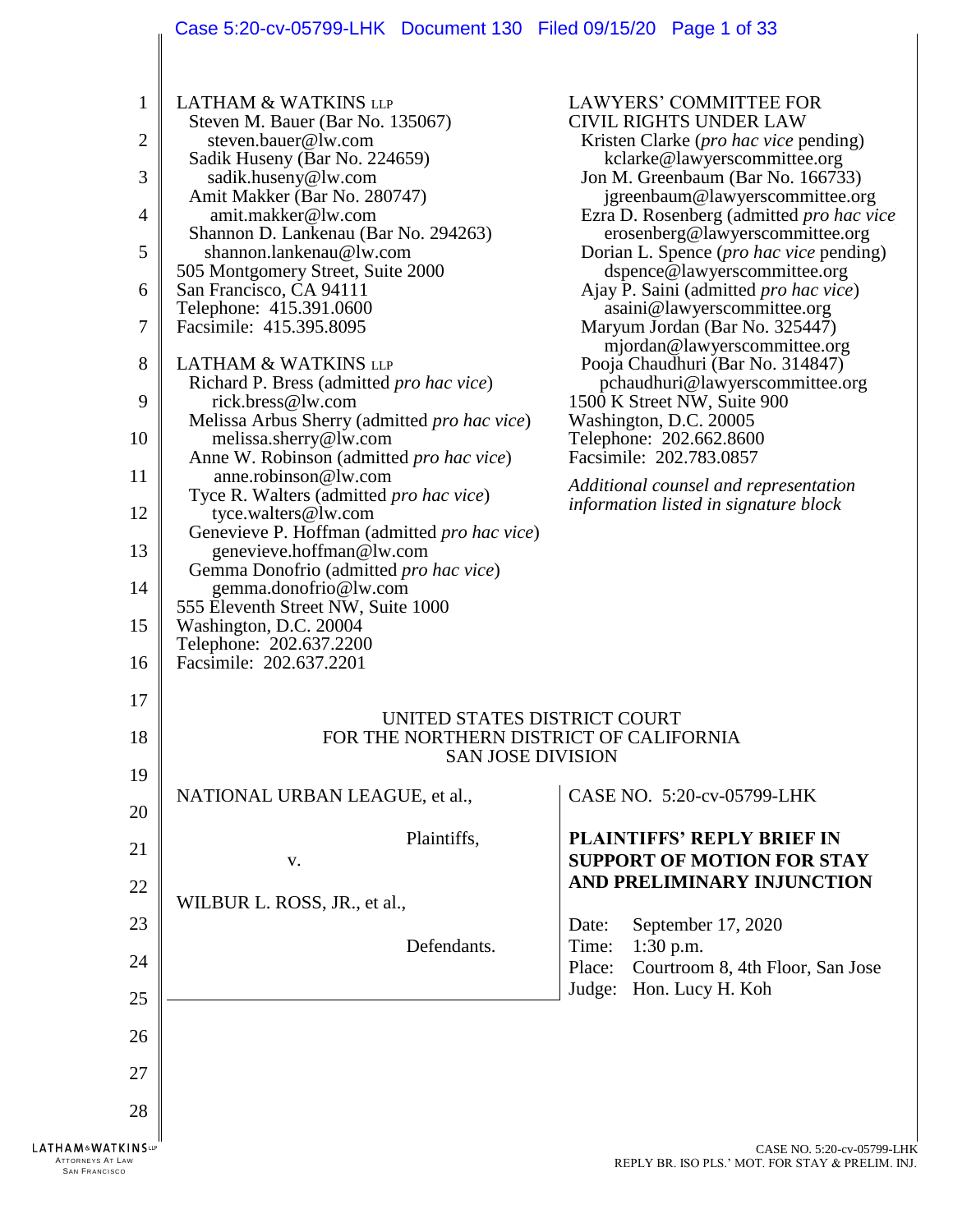LATHAM & WATKINS LLP
Steven M. Bauer (Bar No. 135067)
steven.bauer@lw.com
Sadik Huseny (Bar No. 224659)
sadik.huseny@lw.com
Amit Makker (Bar No. 280747)
amit.makker@lw.com
Shannon D. Lankenau (Bar No. 294263)
shannon.lankenau@lw.com
505 Montgomery Street, Suite 2000
San Francisco, CA 94111
Telephone: 415.391.0600
Facsimile: 415.395.8095

LATHAM & WATKINS LLP
Richard P. Bress (admitted *pro hac vice*)
rick.bress@lw.com
Melissa Arbus Sherry (admitted *pro hac vice*)
melissa.sherry@lw.com
Anne W. Robinson (admitted *pro hac vice*)
anne.robinson@lw.com
Tyce R. Walters (admitted *pro hac vice*)
tyce.walters@lw.com
Genevieve P. Hoffman (admitted *pro hac vice*)
genevieve.hoffman@lw.com
Gemma Donofrio (admitted *pro hac vice*)
gemma.donofrio@lw.com
555 Eleventh Street NW, Suite 1000
Washington, D.C. 20004
Telephone: 202.637.2200
Facsimile: 202.637.2201

LAWYERS' COMMITTEE FOR
CIVIL RIGHTS UNDER LAW
Kristen Clarke (*pro hac vice* pending)
kclarke@lawyerscommittee.org
Jon M. Greenbaum (Bar No. 166733)
jgreenbaum@lawyerscommittee.org
Ezra D. Rosenberg (admitted *pro hac vice*)
erosenberg@lawyerscommittee.org
Dorian L. Spence (*pro hac vice* pending)
dspence@lawyerscommittee.org
Ajay P. Saini (admitted *pro hac vice*)
asaini@lawyerscommittee.org
Maryum Jordan (Bar No. 325447)
mjordan@lawyerscommittee.org
Pooja Chaudhuri (Bar No. 314847)
pchaudhuri@lawyerscommittee.org
1500 K Street NW, Suite 900
Washington, D.C. 20005
Telephone: 202.662.8600
Facsimile: 202.783.0857

*Additional counsel and representation information listed in signature block*

UNITED STATES DISTRICT COURT
FOR THE NORTHERN DISTRICT OF CALIFORNIA
SAN JOSE DIVISION

NATIONAL URBAN LEAGUE, et al.,

Plaintiffs,

v.

WILBUR L. ROSS, JR., et al.,

Defendants.

CASE NO. 5:20-cv-05799-LHK

**PLAINTIFFS' REPLY BRIEF IN SUPPORT OF MOTION FOR STAY AND PRELIMINARY INJUNCTION**

Date: September 17, 2020
Time: 1:30 p.m.
Place: Courtroom 8, 4th Floor, San Jose
Judge: Hon. Lucy H. Koh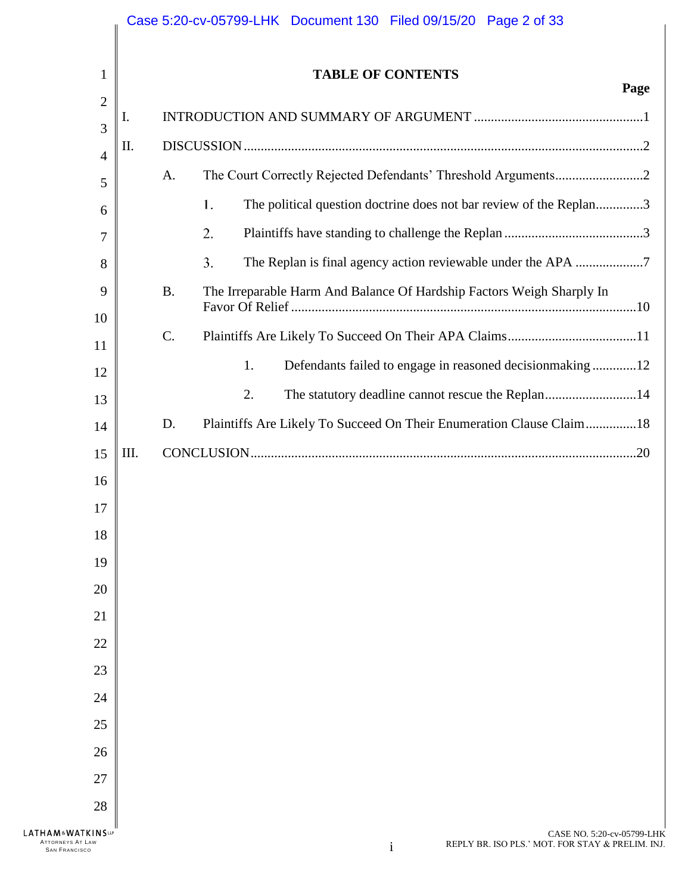# TABLE OF CONTENTS

**Page**

I. INTRODUCTION AND SUMMARY OF ARGUMENT ....................................................1

II. DISCUSSION ....................................................................................................2

- A. The Court Correctly Rejected Defendants' Threshold Arguments ..........................2
  - 1. The political question doctrine does not bar review of the Replan ..............3
  - 2. Plaintiffs have standing to challenge the Replan ..........................................3
  - 3. The Replan is final agency action reviewable under the APA ....................7
- B. The Irreparable Harm And Balance Of Hardship Factors Weigh Sharply In Favor Of Relief ....................................................................................10
- C. Plaintiffs Are Likely To Succeed On Their APA Claims ......................................11
  - 1. Defendants failed to engage in reasoned decisionmaking .............12
  - 2. The statutory deadline cannot rescue the Replan ...........................14
- D. Plaintiffs Are Likely To Succeed On Their Enumeration Clause Claim ...............18

III. CONCLUSION ....................................................................................................20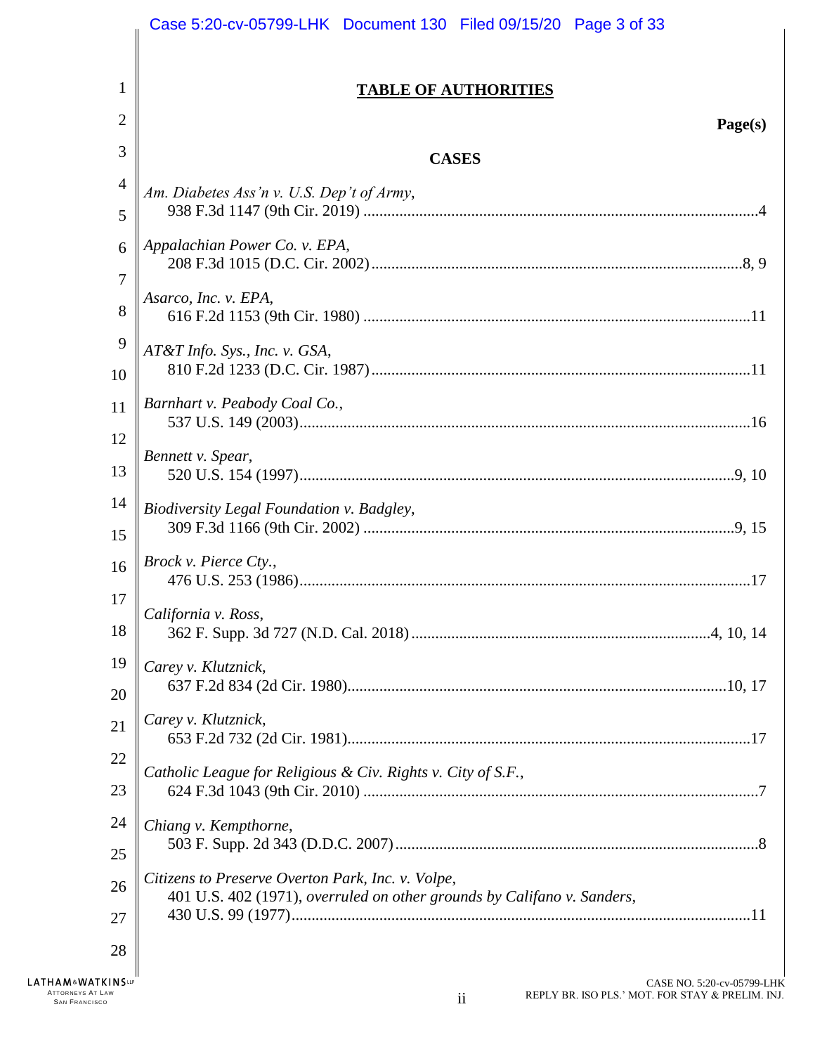# TABLE OF AUTHORITIES

**Page(s)**

## CASES

*Am. Diabetes Ass'n v. U.S. Dep't of Army*,
938 F.3d 1147 (9th Cir. 2019) ....................................................................................................4

*Appalachian Power Co. v. EPA*,
208 F.3d 1015 (D.C. Cir. 2002).............................................................................................8, 9

*Asarco, Inc. v. EPA*,
616 F.2d 1153 (9th Cir. 1980) ..................................................................................................11

*AT&T Info. Sys., Inc. v. GSA*,
810 F.2d 1233 (D.C. Cir. 1987) ................................................................................................11

*Barnhart v. Peabody Coal Co.*,
537 U.S. 149 (2003)....................................................................................................................16

*Bennett v. Spear*,
520 U.S. 154 (1997).................................................................................................................9, 10

*Biodiversity Legal Foundation v. Badgley*,
309 F.3d 1166 (9th Cir. 2002) ...............................................................................................9, 15

*Brock v. Pierce Cty.*,
476 U.S. 253 (1986)....................................................................................................................17

*California v. Ross*,
362 F. Supp. 3d 727 (N.D. Cal. 2018) ............................................................................4, 10, 14

*Carey v. Klutznick*,
637 F.2d 834 (2d Cir. 1980)..................................................................................................10, 17

*Carey v. Klutznick*,
653 F.2d 732 (2d Cir. 1981).........................................................................................................17

*Catholic League for Religious & Civ. Rights v. City of S.F.*,
624 F.3d 1043 (9th Cir. 2010) .......................................................................................................7

*Chiang v. Kempthorne*,
503 F. Supp. 2d 343 (D.D.C. 2007) ...............................................................................................8

*Citizens to Preserve Overton Park, Inc. v. Volpe*,
401 U.S. 402 (1971), *overruled on other grounds by Califano v. Sanders*,
430 U.S. 99 (1977).......................................................................................................................11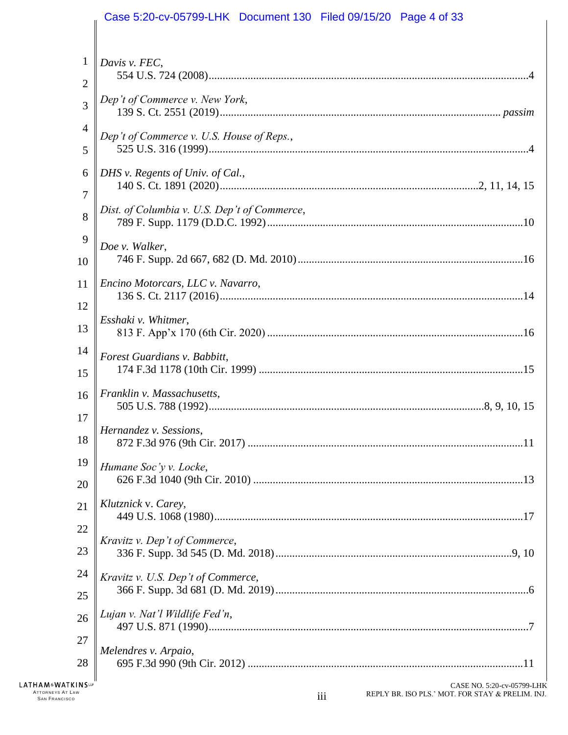*Davis v. FEC*,
554 U.S. 724 (2008) .....4

*Dep't of Commerce v. New York*,
139 S. Ct. 2551 (2019) ..... *passim*

*Dep't of Commerce v. U.S. House of Reps.*,
525 U.S. 316 (1999) .....4

*DHS v. Regents of Univ. of Cal.*,
140 S. Ct. 1891 (2020) .....2, 11, 14, 15

*Dist. of Columbia v. U.S. Dep't of Commerce*,
789 F. Supp. 1179 (D.D.C. 1992) .....10

*Doe v. Walker*,
746 F. Supp. 2d 667, 682 (D. Md. 2010) .....16

*Encino Motorcars, LLC v. Navarro*,
136 S. Ct. 2117 (2016) .....14

*Esshaki v. Whitmer*,
813 F. App'x 170 (6th Cir. 2020) .....16

*Forest Guardians v. Babbitt*,
174 F.3d 1178 (10th Cir. 1999) .....15

*Franklin v. Massachusetts*,
505 U.S. 788 (1992) .....8, 9, 10, 15

*Hernandez v. Sessions*,
872 F.3d 976 (9th Cir. 2017) .....11

*Humane Soc'y v. Locke*,
626 F.3d 1040 (9th Cir. 2010) .....13

*Klutznick* v. *Carey*,
449 U.S. 1068 (1980) .....17

*Kravitz v. Dep't of Commerce*,
336 F. Supp. 3d 545 (D. Md. 2018) .....9, 10

*Kravitz v. U.S. Dep't of Commerce*,
366 F. Supp. 3d 681 (D. Md. 2019) .....6

*Lujan v. Nat'l Wildlife Fed'n*,
497 U.S. 871 (1990) .....7

*Melendres v. Arpaio*,
695 F.3d 990 (9th Cir. 2012) .....11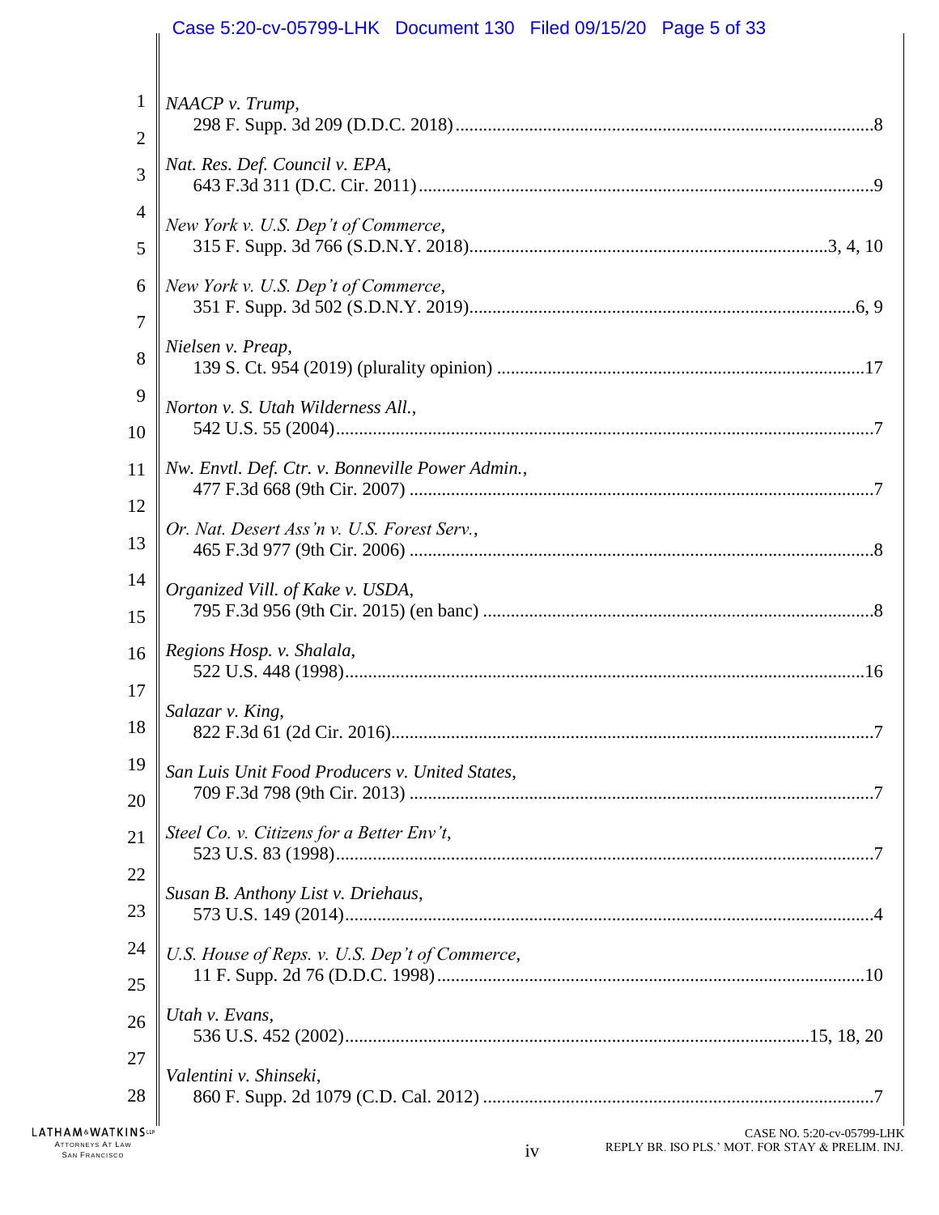*NAACP v. Trump*,
298 F. Supp. 3d 209 (D.D.C. 2018) ........................................................................................8

*Nat. Res. Def. Council v. EPA*,
643 F.3d 311 (D.C. Cir. 2011) ................................................................................................9

*New York v. U.S. Dep't of Commerce*,
315 F. Supp. 3d 766 (S.D.N.Y. 2018) ...........................................................................3, 4, 10

*New York v. U.S. Dep't of Commerce*,
351 F. Supp. 3d 502 (S.D.N.Y. 2019) ..................................................................................6, 9

*Nielsen v. Preap*,
139 S. Ct. 954 (2019) (plurality opinion) ..............................................................................17

*Norton v. S. Utah Wilderness All.*,
542 U.S. 55 (2004) ..................................................................................................................7

*Nw. Envtl. Def. Ctr. v. Bonneville Power Admin.*,
477 F.3d 668 (9th Cir. 2007) ...................................................................................................7

*Or. Nat. Desert Ass'n v. U.S. Forest Serv.*,
465 F.3d 977 (9th Cir. 2006) ...................................................................................................8

*Organized Vill. of Kake v. USDA*,
795 F.3d 956 (9th Cir. 2015) (en banc) ...................................................................................8

*Regions Hosp. v. Shalala*,
522 U.S. 448 (1998) ..............................................................................................................16

*Salazar v. King*,
822 F.3d 61 (2d Cir. 2016) .......................................................................................................7

*San Luis Unit Food Producers v. United States*,
709 F.3d 798 (9th Cir. 2013) ...................................................................................................7

*Steel Co. v. Citizens for a Better Env't*,
523 U.S. 83 (1998) ..................................................................................................................7

*Susan B. Anthony List v. Driehaus*,
573 U.S. 149 (2014) ................................................................................................................4

*U.S. House of Reps. v. U.S. Dep't of Commerce*,
11 F. Supp. 2d 76 (D.D.C. 1998) ...........................................................................................10

*Utah v. Evans*,
536 U.S. 452 (2002) ..................................................................................................15, 18, 20

*Valentini v. Shinseki*,
860 F. Supp. 2d 1079 (C.D. Cal. 2012) ...................................................................................7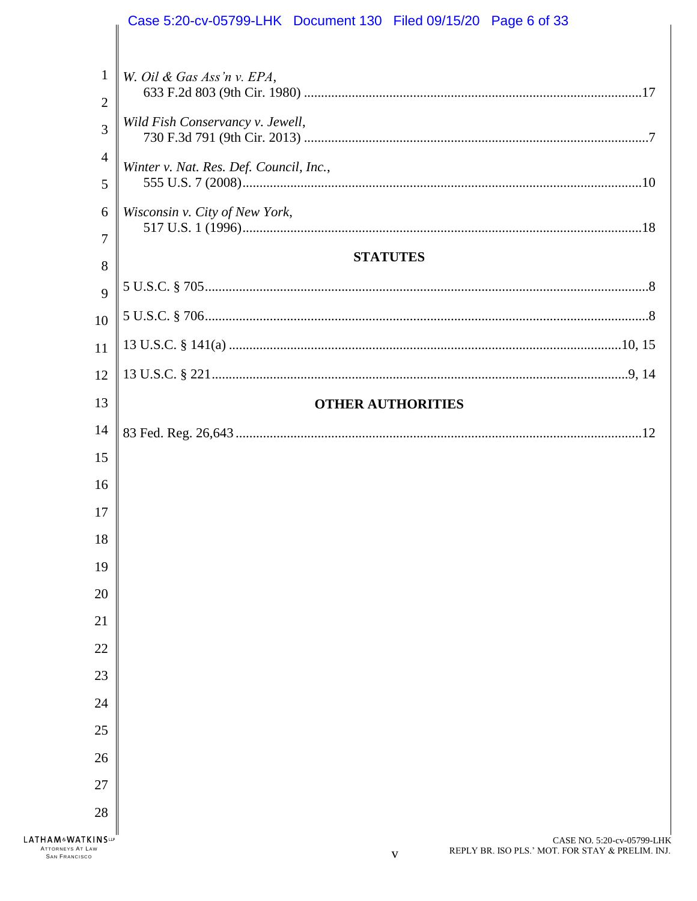*W. Oil & Gas Ass'n v. EPA*,
633 F.2d 803 (9th Cir. 1980) ....................................................................................................17

*Wild Fish Conservancy v. Jewell*,
730 F.3d 791 (9th Cir. 2013) ......................................................................................................7

*Winter v. Nat. Res. Def. Council, Inc.*,
555 U.S. 7 (2008)....................................................................................................................10

*Wisconsin v. City of New York*,
517 U.S. 1 (1996)....................................................................................................................18

**STATUTES**

5 U.S.C. § 705.................................................................................................................................8

5 U.S.C. § 706.................................................................................................................................8

13 U.S.C. § 141(a) ...................................................................................................................10, 15

13 U.S.C. § 221.........................................................................................................................9, 14

**OTHER AUTHORITIES**

83 Fed. Reg. 26,643 .......................................................................................................................12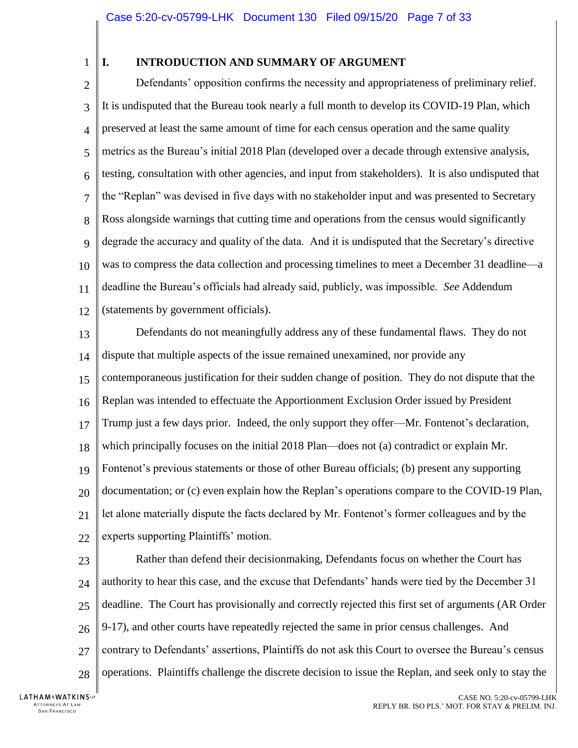## I. INTRODUCTION AND SUMMARY OF ARGUMENT

Defendants' opposition confirms the necessity and appropriateness of preliminary relief. It is undisputed that the Bureau took nearly a full month to develop its COVID-19 Plan, which preserved at least the same amount of time for each census operation and the same quality metrics as the Bureau's initial 2018 Plan (developed over a decade through extensive analysis, testing, consultation with other agencies, and input from stakeholders). It is also undisputed that the "Replan" was devised in five days with no stakeholder input and was presented to Secretary Ross alongside warnings that cutting time and operations from the census would significantly degrade the accuracy and quality of the data. And it is undisputed that the Secretary's directive was to compress the data collection and processing timelines to meet a December 31 deadline—a deadline the Bureau's officials had already said, publicly, was impossible. *See* Addendum (statements by government officials).

Defendants do not meaningfully address any of these fundamental flaws. They do not dispute that multiple aspects of the issue remained unexamined, nor provide any contemporaneous justification for their sudden change of position. They do not dispute that the Replan was intended to effectuate the Apportionment Exclusion Order issued by President Trump just a few days prior. Indeed, the only support they offer—Mr. Fontenot's declaration, which principally focuses on the initial 2018 Plan—does not (a) contradict or explain Mr. Fontenot's previous statements or those of other Bureau officials; (b) present any supporting documentation; or (c) even explain how the Replan's operations compare to the COVID-19 Plan, let alone materially dispute the facts declared by Mr. Fontenot's former colleagues and by the experts supporting Plaintiffs' motion.

Rather than defend their decisionmaking, Defendants focus on whether the Court has authority to hear this case, and the excuse that Defendants' hands were tied by the December 31 deadline. The Court has provisionally and correctly rejected this first set of arguments (AR Order 9-17), and other courts have repeatedly rejected the same in prior census challenges. And contrary to Defendants' assertions, Plaintiffs do not ask this Court to oversee the Bureau's census operations. Plaintiffs challenge the discrete decision to issue the Replan, and seek only to stay the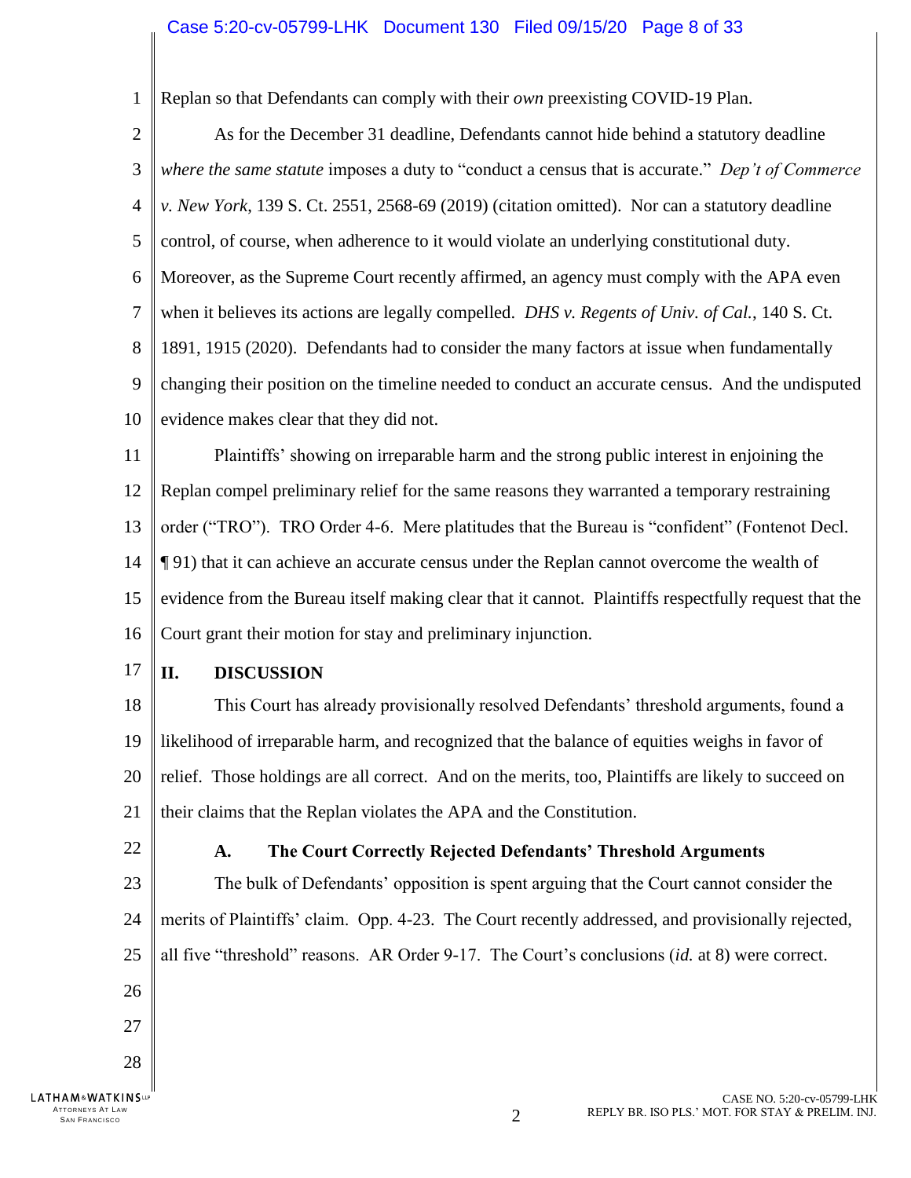Replan so that Defendants can comply with their *own* preexisting COVID-19 Plan.

As for the December 31 deadline, Defendants cannot hide behind a statutory deadline *where the same statute* imposes a duty to "conduct a census that is accurate." *Dep't of Commerce v. New York*, 139 S. Ct. 2551, 2568-69 (2019) (citation omitted). Nor can a statutory deadline control, of course, when adherence to it would violate an underlying constitutional duty. Moreover, as the Supreme Court recently affirmed, an agency must comply with the APA even when it believes its actions are legally compelled. *DHS v. Regents of Univ. of Cal.*, 140 S. Ct. 1891, 1915 (2020). Defendants had to consider the many factors at issue when fundamentally changing their position on the timeline needed to conduct an accurate census. And the undisputed evidence makes clear that they did not.

Plaintiffs' showing on irreparable harm and the strong public interest in enjoining the Replan compel preliminary relief for the same reasons they warranted a temporary restraining order ("TRO"). TRO Order 4-6. Mere platitudes that the Bureau is "confident" (Fontenot Decl. ¶ 91) that it can achieve an accurate census under the Replan cannot overcome the wealth of evidence from the Bureau itself making clear that it cannot. Plaintiffs respectfully request that the Court grant their motion for stay and preliminary injunction.

## II. DISCUSSION

This Court has already provisionally resolved Defendants' threshold arguments, found a likelihood of irreparable harm, and recognized that the balance of equities weighs in favor of relief. Those holdings are all correct. And on the merits, too, Plaintiffs are likely to succeed on their claims that the Replan violates the APA and the Constitution.

### A. The Court Correctly Rejected Defendants' Threshold Arguments

The bulk of Defendants' opposition is spent arguing that the Court cannot consider the merits of Plaintiffs' claim. Opp. 4-23. The Court recently addressed, and provisionally rejected, all five "threshold" reasons. AR Order 9-17. The Court's conclusions (*id.* at 8) were correct.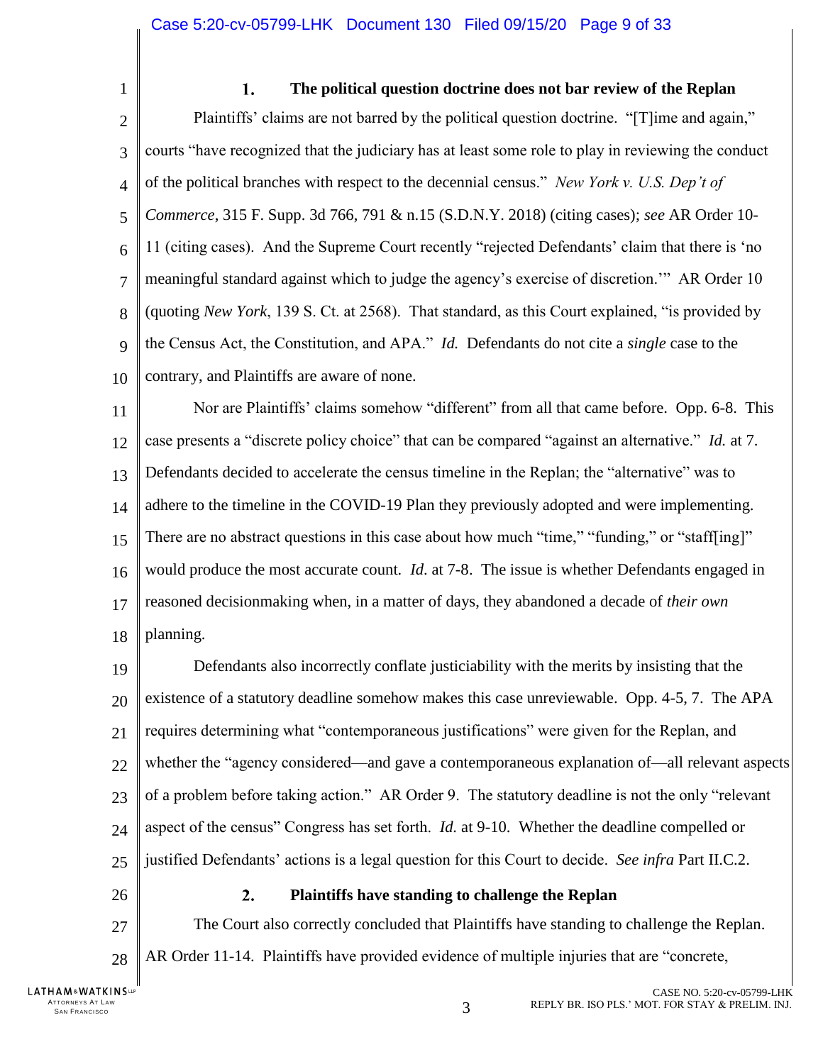### 1. The political question doctrine does not bar review of the Replan

Plaintiffs' claims are not barred by the political question doctrine. "[T]ime and again," courts "have recognized that the judiciary has at least some role to play in reviewing the conduct of the political branches with respect to the decennial census." *New York v. U.S. Dep't of Commerce*, 315 F. Supp. 3d 766, 791 & n.15 (S.D.N.Y. 2018) (citing cases); *see* AR Order 10-11 (citing cases). And the Supreme Court recently "rejected Defendants' claim that there is 'no meaningful standard against which to judge the agency's exercise of discretion.'" AR Order 10 (quoting *New York*, 139 S. Ct. at 2568). That standard, as this Court explained, "is provided by the Census Act, the Constitution, and APA." *Id.* Defendants do not cite a *single* case to the contrary, and Plaintiffs are aware of none.

Nor are Plaintiffs' claims somehow "different" from all that came before. Opp. 6-8. This case presents a "discrete policy choice" that can be compared "against an alternative." *Id.* at 7. Defendants decided to accelerate the census timeline in the Replan; the "alternative" was to adhere to the timeline in the COVID-19 Plan they previously adopted and were implementing. There are no abstract questions in this case about how much "time," "funding," or "staff[ing]" would produce the most accurate count. *Id.* at 7-8. The issue is whether Defendants engaged in reasoned decisionmaking when, in a matter of days, they abandoned a decade of *their own* planning.

Defendants also incorrectly conflate justiciability with the merits by insisting that the existence of a statutory deadline somehow makes this case unreviewable. Opp. 4-5, 7. The APA requires determining what "contemporaneous justifications" were given for the Replan, and whether the "agency considered—and gave a contemporaneous explanation of—all relevant aspects of a problem before taking action." AR Order 9. The statutory deadline is not the only "relevant aspect of the census" Congress has set forth. *Id.* at 9-10. Whether the deadline compelled or justified Defendants' actions is a legal question for this Court to decide. *See infra* Part II.C.2.

### 2. Plaintiffs have standing to challenge the Replan

The Court also correctly concluded that Plaintiffs have standing to challenge the Replan. AR Order 11-14. Plaintiffs have provided evidence of multiple injuries that are "concrete,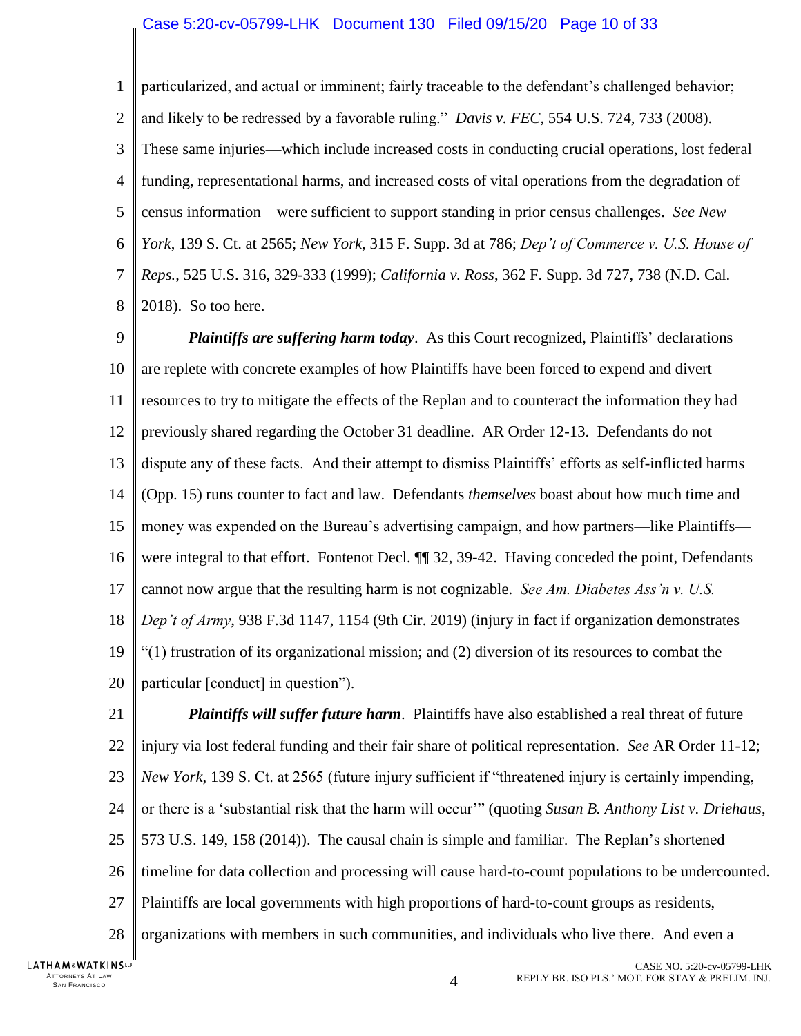particularized, and actual or imminent; fairly traceable to the defendant's challenged behavior; and likely to be redressed by a favorable ruling." *Davis v. FEC*, 554 U.S. 724, 733 (2008). These same injuries—which include increased costs in conducting crucial operations, lost federal funding, representational harms, and increased costs of vital operations from the degradation of census information—were sufficient to support standing in prior census challenges. *See New York*, 139 S. Ct. at 2565; *New York*, 315 F. Supp. 3d at 786; *Dep't of Commerce v. U.S. House of Reps.*, 525 U.S. 316, 329-333 (1999); *California v. Ross*, 362 F. Supp. 3d 727, 738 (N.D. Cal. 2018). So too here.

***Plaintiffs are suffering harm today***. As this Court recognized, Plaintiffs' declarations are replete with concrete examples of how Plaintiffs have been forced to expend and divert resources to try to mitigate the effects of the Replan and to counteract the information they had previously shared regarding the October 31 deadline. AR Order 12-13. Defendants do not dispute any of these facts. And their attempt to dismiss Plaintiffs' efforts as self-inflicted harms (Opp. 15) runs counter to fact and law. Defendants *themselves* boast about how much time and money was expended on the Bureau's advertising campaign, and how partners—like Plaintiffs—were integral to that effort. Fontenot Decl. ¶¶ 32, 39-42. Having conceded the point, Defendants cannot now argue that the resulting harm is not cognizable. *See Am. Diabetes Ass'n v. U.S. Dep't of Army*, 938 F.3d 1147, 1154 (9th Cir. 2019) (injury in fact if organization demonstrates "(1) frustration of its organizational mission; and (2) diversion of its resources to combat the particular [conduct] in question").

***Plaintiffs will suffer future harm***. Plaintiffs have also established a real threat of future injury via lost federal funding and their fair share of political representation. *See* AR Order 11-12; *New York*, 139 S. Ct. at 2565 (future injury sufficient if "threatened injury is certainly impending, or there is a 'substantial risk that the harm will occur'" (quoting *Susan B. Anthony List v. Driehaus*, 573 U.S. 149, 158 (2014)). The causal chain is simple and familiar. The Replan's shortened timeline for data collection and processing will cause hard-to-count populations to be undercounted. Plaintiffs are local governments with high proportions of hard-to-count groups as residents, organizations with members in such communities, and individuals who live there. And even a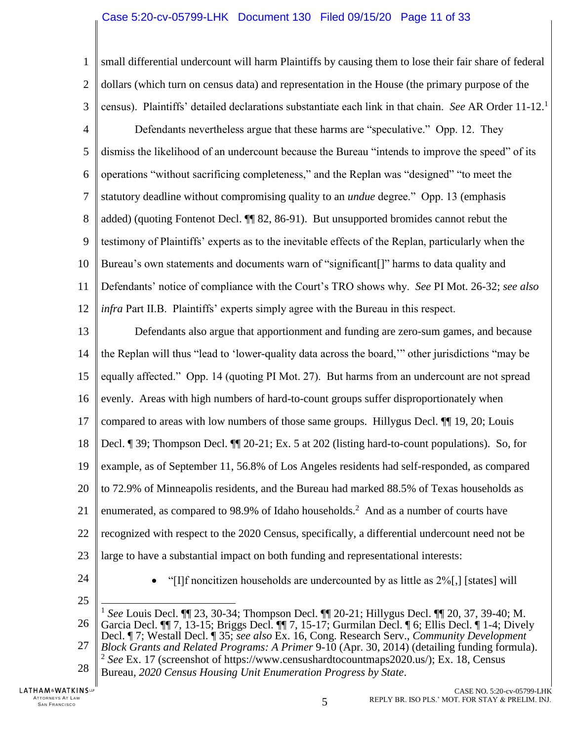small differential undercount will harm Plaintiffs by causing them to lose their fair share of federal dollars (which turn on census data) and representation in the House (the primary purpose of the census). Plaintiffs' detailed declarations substantiate each link in that chain. *See* AR Order 11-12.[1]

Defendants nevertheless argue that these harms are "speculative." Opp. 12. They dismiss the likelihood of an undercount because the Bureau "intends to improve the speed" of its operations "without sacrificing completeness," and the Replan was "designed" "to meet the statutory deadline without compromising quality to an *undue* degree." Opp. 13 (emphasis added) (quoting Fontenot Decl. ¶¶ 82, 86-91). But unsupported bromides cannot rebut the testimony of Plaintiffs' experts as to the inevitable effects of the Replan, particularly when the Bureau's own statements and documents warn of "significant[]" harms to data quality and Defendants' notice of compliance with the Court's TRO shows why. *See* PI Mot. 26-32; *see also infra* Part II.B. Plaintiffs' experts simply agree with the Bureau in this respect.

Defendants also argue that apportionment and funding are zero-sum games, and because the Replan will thus "lead to 'lower-quality data across the board,'" other jurisdictions "may be equally affected." Opp. 14 (quoting PI Mot. 27). But harms from an undercount are not spread evenly. Areas with high numbers of hard-to-count groups suffer disproportionately when compared to areas with low numbers of those same groups. Hillygus Decl. ¶¶ 19, 20; Louis Decl. ¶ 39; Thompson Decl. ¶¶ 20-21; Ex. 5 at 202 (listing hard-to-count populations). So, for example, as of September 11, 56.8% of Los Angeles residents had self-responded, as compared to 72.9% of Minneapolis residents, and the Bureau had marked 88.5% of Texas households as enumerated, as compared to 98.9% of Idaho households.[2] And as a number of courts have recognized with respect to the 2020 Census, specifically, a differential undercount need not be large to have a substantial impact on both funding and representational interests:

- "[I]f noncitizen households are undercounted by as little as 2%[,] [states] will

---

[1] *See* Louis Decl. ¶¶ 23, 30-34; Thompson Decl. ¶¶ 20-21; Hillygus Decl. ¶¶ 20, 37, 39-40; M. Garcia Decl. ¶¶ 7, 13-15; Briggs Decl. ¶¶ 7, 15-17; Gurmilan Decl. ¶ 6; Ellis Decl. ¶ 1-4; Dively Decl. ¶ 7; Westall Decl. ¶ 35; *see also* Ex. 16, Cong. Research Serv., *Community Development Block Grants and Related Programs: A Primer* 9-10 (Apr. 30, 2014) (detailing funding formula).

[2] *See* Ex. 17 (screenshot of https://www.censushardtocountmaps2020.us/); Ex. 18, Census Bureau, *2020 Census Housing Unit Enumeration Progress by State*.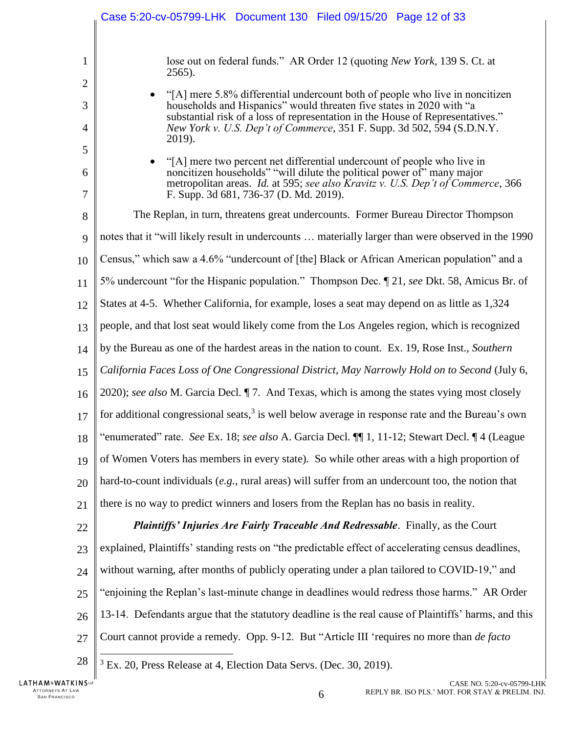lose out on federal funds." AR Order 12 (quoting *New York*, 139 S. Ct. at 2565).

- "[A] mere 5.8% differential undercount both of people who live in noncitizen households and Hispanics" would threaten five states in 2020 with "a substantial risk of a loss of representation in the House of Representatives." *New York v. U.S. Dep't of Commerce*, 351 F. Supp. 3d 502, 594 (S.D.N.Y. 2019).
- "[A] mere two percent net differential undercount of people who live in noncitizen households" "will dilute the political power of" many major metropolitan areas. *Id.* at 595; *see also Kravitz v. U.S. Dep't of Commerce*, 366 F. Supp. 3d 681, 736-37 (D. Md. 2019).

The Replan, in turn, threatens great undercounts. Former Bureau Director Thompson notes that it "will likely result in undercounts … materially larger than were observed in the 1990 Census," which saw a 4.6% "undercount of [the] Black or African American population" and a 5% undercount "for the Hispanic population." Thompson Dec. ¶ 21, *see* Dkt. 58, Amicus Br. of States at 4-5. Whether California, for example, loses a seat may depend on as little as 1,324 people, and that lost seat would likely come from the Los Angeles region, which is recognized by the Bureau as one of the hardest areas in the nation to count. Ex. 19, Rose Inst., *Southern California Faces Loss of One Congressional District, May Narrowly Hold on to Second* (July 6, 2020); *see also* M. Garcia Decl. ¶ 7. And Texas, which is among the states vying most closely for additional congressional seats,[3] is well below average in response rate and the Bureau's own "enumerated" rate. *See* Ex. 18; *see also* A. Garcia Decl. ¶¶ 1, 11-12; Stewart Decl. ¶ 4 (League of Women Voters has members in every state). So while other areas with a high proportion of hard-to-count individuals (*e.g.*, rural areas) will suffer from an undercount too, the notion that there is no way to predict winners and losers from the Replan has no basis in reality.

***Plaintiffs' Injuries Are Fairly Traceable And Redressable***. Finally, as the Court explained, Plaintiffs' standing rests on "the predictable effect of accelerating census deadlines, without warning, after months of publicly operating under a plan tailored to COVID-19," and "enjoining the Replan's last-minute change in deadlines would redress those harms." AR Order 13-14. Defendants argue that the statutory deadline is the real cause of Plaintiffs' harms, and this Court cannot provide a remedy. Opp. 9-12. But "Article III 'requires no more than *de facto*

[3] Ex. 20, Press Release at 4, Election Data Servs. (Dec. 30, 2019).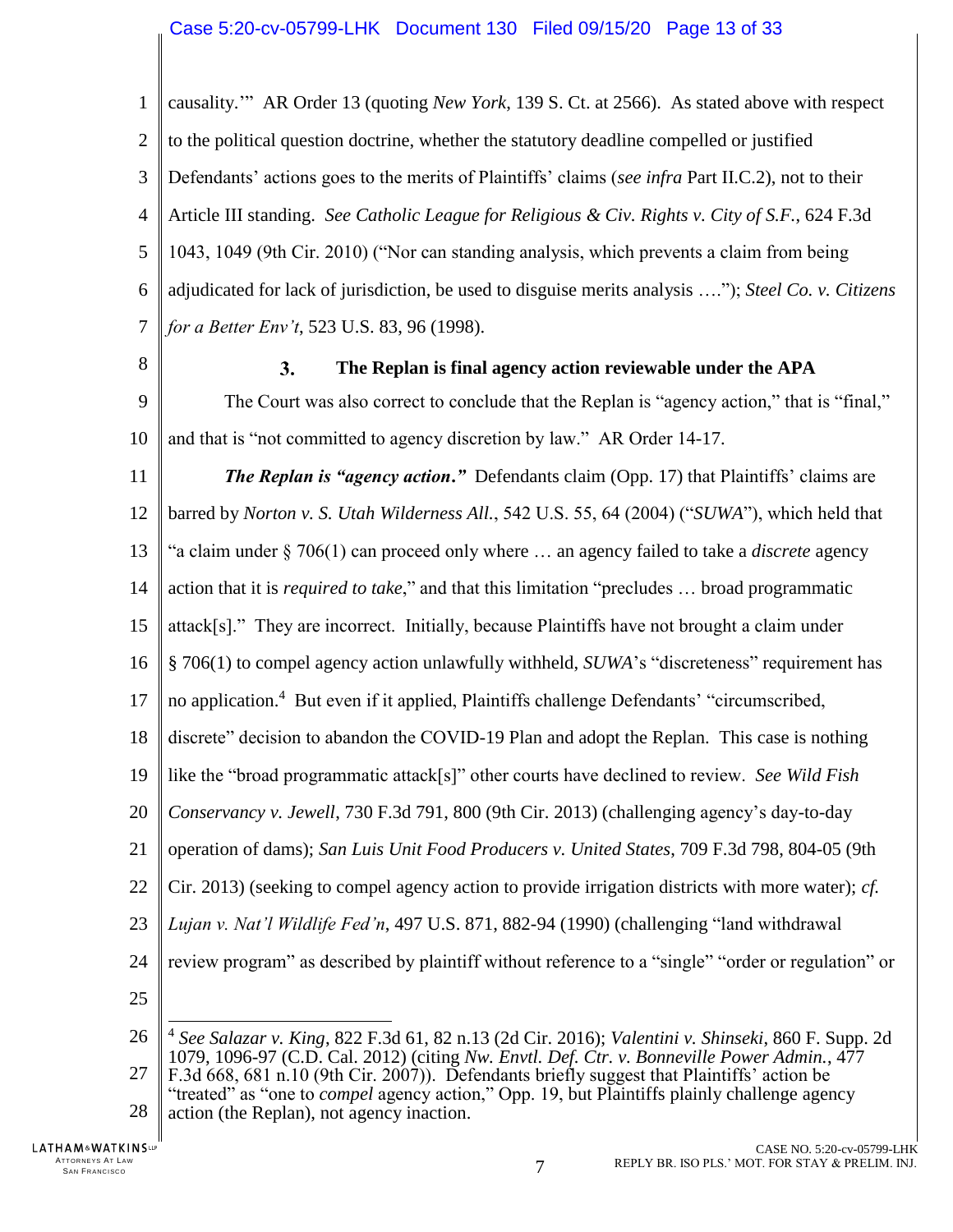causality.'" AR Order 13 (quoting *New York*, 139 S. Ct. at 2566). As stated above with respect to the political question doctrine, whether the statutory deadline compelled or justified Defendants' actions goes to the merits of Plaintiffs' claims (*see infra* Part II.C.2), not to their Article III standing. *See Catholic League for Religious & Civ. Rights v. City of S.F.*, 624 F.3d 1043, 1049 (9th Cir. 2010) ("Nor can standing analysis, which prevents a claim from being adjudicated for lack of jurisdiction, be used to disguise merits analysis …."); *Steel Co. v. Citizens for a Better Env't*, 523 U.S. 83, 96 (1998).

### 3. The Replan is final agency action reviewable under the APA

The Court was also correct to conclude that the Replan is "agency action," that is "final," and that is "not committed to agency discretion by law." AR Order 14-17.

***The Replan is "agency action."*** Defendants claim (Opp. 17) that Plaintiffs' claims are barred by *Norton v. S. Utah Wilderness All.*, 542 U.S. 55, 64 (2004) ("*SUWA*"), which held that "a claim under § 706(1) can proceed only where … an agency failed to take a *discrete* agency action that it is *required to take*," and that this limitation "precludes … broad programmatic attack[s]." They are incorrect. Initially, because Plaintiffs have not brought a claim under § 706(1) to compel agency action unlawfully withheld, *SUWA*'s "discreteness" requirement has no application.[4] But even if it applied, Plaintiffs challenge Defendants' "circumscribed, discrete" decision to abandon the COVID-19 Plan and adopt the Replan. This case is nothing like the "broad programmatic attack[s]" other courts have declined to review. *See Wild Fish Conservancy v. Jewell*, 730 F.3d 791, 800 (9th Cir. 2013) (challenging agency's day-to-day operation of dams); *San Luis Unit Food Producers v. United States*, 709 F.3d 798, 804-05 (9th Cir. 2013) (seeking to compel agency action to provide irrigation districts with more water); *cf. Lujan v. Nat'l Wildlife Fed'n*, 497 U.S. 871, 882-94 (1990) (challenging "land withdrawal review program" as described by plaintiff without reference to a "single" "order or regulation" or

---

[4] *See Salazar v. King*, 822 F.3d 61, 82 n.13 (2d Cir. 2016); *Valentini v. Shinseki*, 860 F. Supp. 2d 1079, 1096-97 (C.D. Cal. 2012) (citing *Nw. Envtl. Def. Ctr. v. Bonneville Power Admin.*, 477 F.3d 668, 681 n.10 (9th Cir. 2007)). Defendants briefly suggest that Plaintiffs' action be "treated" as "one to *compel* agency action," Opp. 19, but Plaintiffs plainly challenge agency action (the Replan), not agency inaction.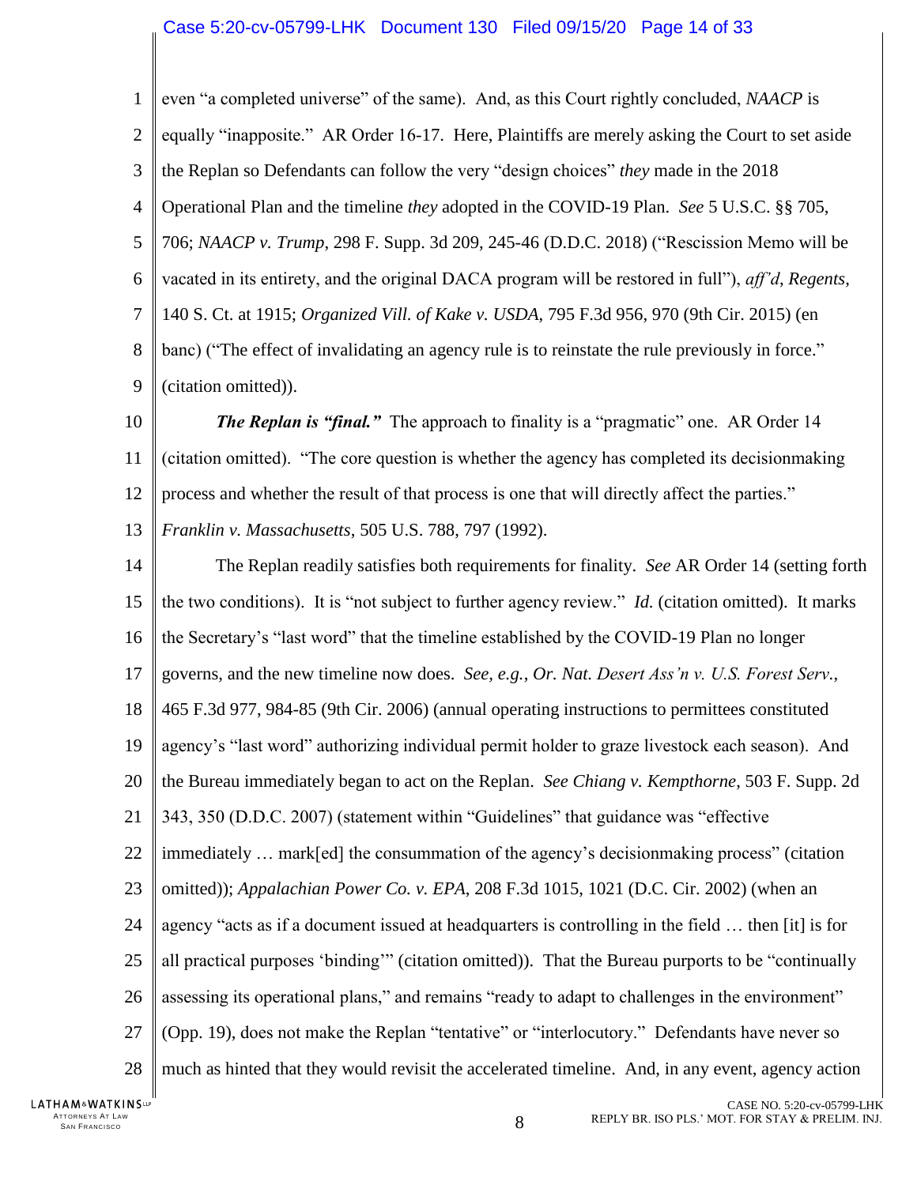even "a completed universe" of the same). And, as this Court rightly concluded, *NAACP* is equally "inapposite." AR Order 16-17. Here, Plaintiffs are merely asking the Court to set aside the Replan so Defendants can follow the very "design choices" *they* made in the 2018 Operational Plan and the timeline *they* adopted in the COVID-19 Plan. *See* 5 U.S.C. §§ 705, 706; *NAACP v. Trump*, 298 F. Supp. 3d 209, 245-46 (D.D.C. 2018) ("Rescission Memo will be vacated in its entirety, and the original DACA program will be restored in full"), *aff'd*, *Regents*, 140 S. Ct. at 1915; *Organized Vill. of Kake v. USDA*, 795 F.3d 956, 970 (9th Cir. 2015) (en banc) ("The effect of invalidating an agency rule is to reinstate the rule previously in force." (citation omitted)).

***The Replan is "final."*** The approach to finality is a "pragmatic" one. AR Order 14 (citation omitted). "The core question is whether the agency has completed its decisionmaking process and whether the result of that process is one that will directly affect the parties." *Franklin v. Massachusetts*, 505 U.S. 788, 797 (1992).

The Replan readily satisfies both requirements for finality. *See* AR Order 14 (setting forth the two conditions). It is "not subject to further agency review." *Id.* (citation omitted). It marks the Secretary's "last word" that the timeline established by the COVID-19 Plan no longer governs, and the new timeline now does. *See, e.g.*, *Or. Nat. Desert Ass'n v. U.S. Forest Serv.*, 465 F.3d 977, 984-85 (9th Cir. 2006) (annual operating instructions to permittees constituted agency's "last word" authorizing individual permit holder to graze livestock each season). And the Bureau immediately began to act on the Replan. *See Chiang v. Kempthorne*, 503 F. Supp. 2d 343, 350 (D.D.C. 2007) (statement within "Guidelines" that guidance was "effective immediately … mark[ed] the consummation of the agency's decisionmaking process" (citation omitted)); *Appalachian Power Co. v. EPA*, 208 F.3d 1015, 1021 (D.C. Cir. 2002) (when an agency "acts as if a document issued at headquarters is controlling in the field … then [it] is for all practical purposes 'binding'" (citation omitted)). That the Bureau purports to be "continually assessing its operational plans," and remains "ready to adapt to challenges in the environment" (Opp. 19), does not make the Replan "tentative" or "interlocutory." Defendants have never so much as hinted that they would revisit the accelerated timeline. And, in any event, agency action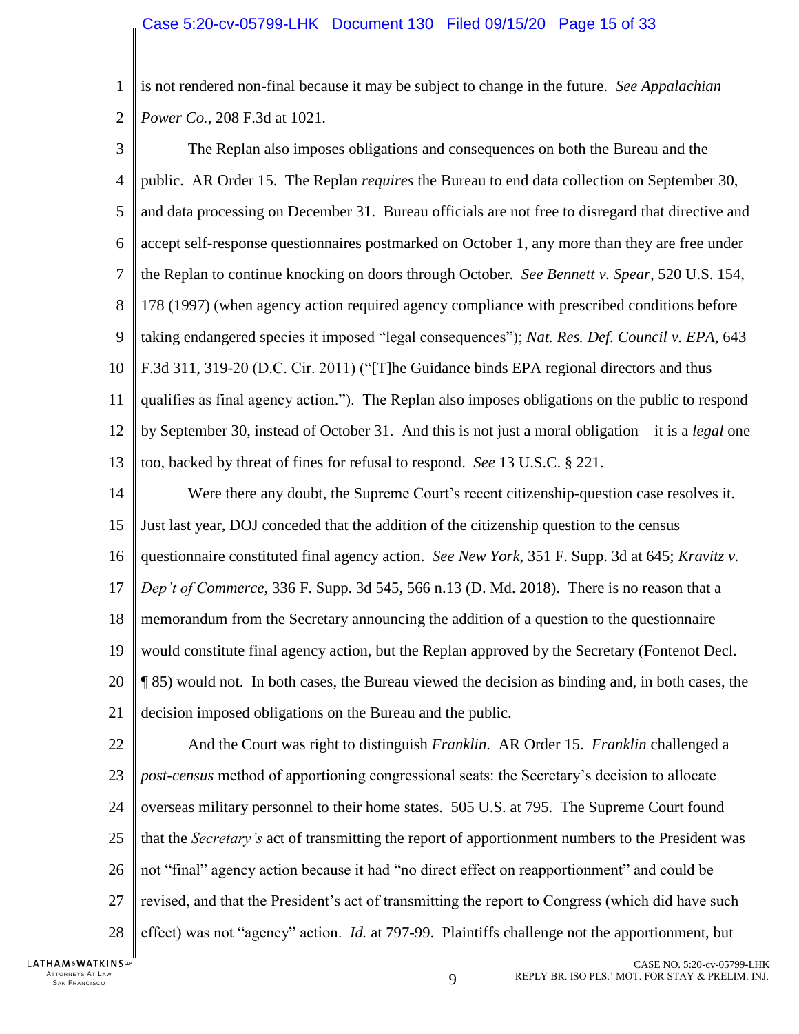is not rendered non-final because it may be subject to change in the future. *See Appalachian Power Co.*, 208 F.3d at 1021.

The Replan also imposes obligations and consequences on both the Bureau and the public. AR Order 15. The Replan *requires* the Bureau to end data collection on September 30, and data processing on December 31. Bureau officials are not free to disregard that directive and accept self-response questionnaires postmarked on October 1, any more than they are free under the Replan to continue knocking on doors through October. *See Bennett v. Spear*, 520 U.S. 154, 178 (1997) (when agency action required agency compliance with prescribed conditions before taking endangered species it imposed "legal consequences"); *Nat. Res. Def. Council v. EPA*, 643 F.3d 311, 319-20 (D.C. Cir. 2011) ("[T]he Guidance binds EPA regional directors and thus qualifies as final agency action."). The Replan also imposes obligations on the public to respond by September 30, instead of October 31. And this is not just a moral obligation—it is a *legal* one too, backed by threat of fines for refusal to respond. *See* 13 U.S.C. § 221.

Were there any doubt, the Supreme Court's recent citizenship-question case resolves it. Just last year, DOJ conceded that the addition of the citizenship question to the census questionnaire constituted final agency action. *See New York*, 351 F. Supp. 3d at 645; *Kravitz v. Dep't of Commerce*, 336 F. Supp. 3d 545, 566 n.13 (D. Md. 2018). There is no reason that a memorandum from the Secretary announcing the addition of a question to the questionnaire would constitute final agency action, but the Replan approved by the Secretary (Fontenot Decl. ¶ 85) would not. In both cases, the Bureau viewed the decision as binding and, in both cases, the decision imposed obligations on the Bureau and the public.

And the Court was right to distinguish *Franklin*. AR Order 15. *Franklin* challenged a *post-census* method of apportioning congressional seats: the Secretary's decision to allocate overseas military personnel to their home states. 505 U.S. at 795. The Supreme Court found that the *Secretary's* act of transmitting the report of apportionment numbers to the President was not "final" agency action because it had "no direct effect on reapportionment" and could be revised, and that the President's act of transmitting the report to Congress (which did have such effect) was not "agency" action. *Id.* at 797-99. Plaintiffs challenge not the apportionment, but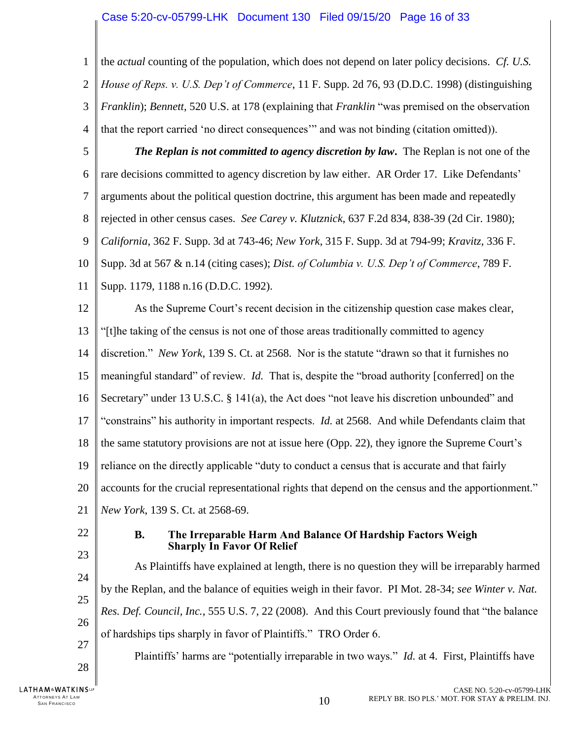the *actual* counting of the population, which does not depend on later policy decisions. *Cf. U.S. House of Reps. v. U.S. Dep't of Commerce*, 11 F. Supp. 2d 76, 93 (D.D.C. 1998) (distinguishing *Franklin*); *Bennett*, 520 U.S. at 178 (explaining that *Franklin* "was premised on the observation that the report carried 'no direct consequences'" and was not binding (citation omitted)).

***The Replan is not committed to agency discretion by law***. The Replan is not one of the rare decisions committed to agency discretion by law either. AR Order 17. Like Defendants' arguments about the political question doctrine, this argument has been made and repeatedly rejected in other census cases. *See Carey v. Klutznick*, 637 F.2d 834, 838-39 (2d Cir. 1980); *California*, 362 F. Supp. 3d at 743-46; *New York*, 315 F. Supp. 3d at 794-99; *Kravitz*, 336 F. Supp. 3d at 567 & n.14 (citing cases); *Dist. of Columbia v. U.S. Dep't of Commerce*, 789 F. Supp. 1179, 1188 n.16 (D.D.C. 1992).

As the Supreme Court's recent decision in the citizenship question case makes clear, "[t]he taking of the census is not one of those areas traditionally committed to agency discretion." *New York*, 139 S. Ct. at 2568. Nor is the statute "drawn so that it furnishes no meaningful standard" of review. *Id.* That is, despite the "broad authority [conferred] on the Secretary" under 13 U.S.C. § 141(a), the Act does "not leave his discretion unbounded" and "constrains" his authority in important respects. *Id.* at 2568. And while Defendants claim that the same statutory provisions are not at issue here (Opp. 22), they ignore the Supreme Court's reliance on the directly applicable "duty to conduct a census that is accurate and that fairly accounts for the crucial representational rights that depend on the census and the apportionment." *New York*, 139 S. Ct. at 2568-69.

### B. The Irreparable Harm And Balance Of Hardship Factors Weigh Sharply In Favor Of Relief

As Plaintiffs have explained at length, there is no question they will be irreparably harmed by the Replan, and the balance of equities weigh in their favor. PI Mot. 28-34; *see Winter v. Nat. Res. Def. Council, Inc.*, 555 U.S. 7, 22 (2008). And this Court previously found that "the balance of hardships tips sharply in favor of Plaintiffs." TRO Order 6.

Plaintiffs' harms are "potentially irreparable in two ways." *Id.* at 4. First, Plaintiffs have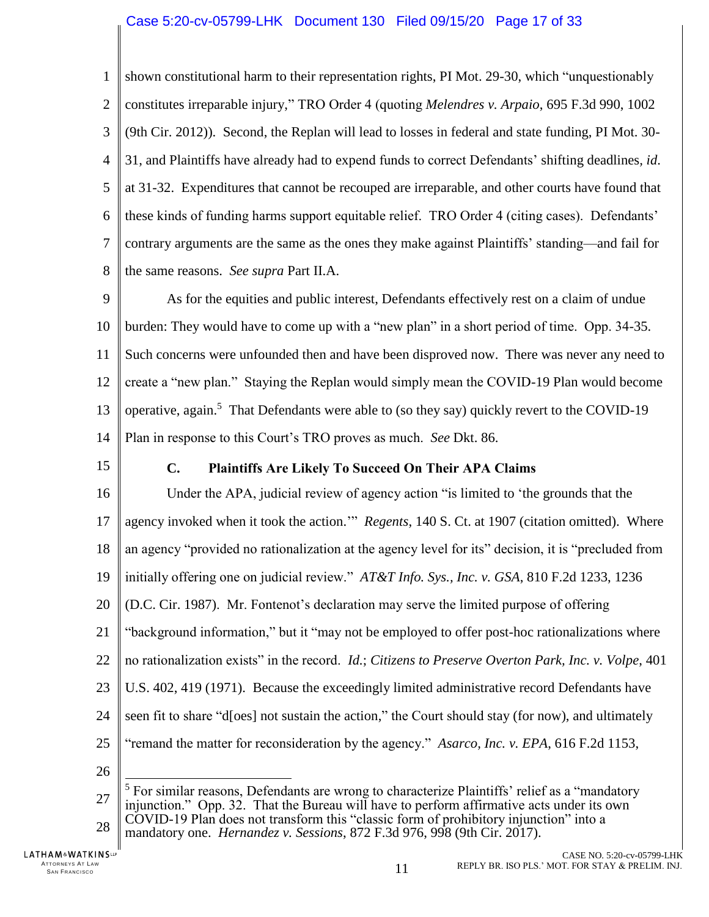shown constitutional harm to their representation rights, PI Mot. 29-30, which "unquestionably constitutes irreparable injury," TRO Order 4 (quoting *Melendres v. Arpaio*, 695 F.3d 990, 1002 (9th Cir. 2012)). Second, the Replan will lead to losses in federal and state funding, PI Mot. 30-31, and Plaintiffs have already had to expend funds to correct Defendants' shifting deadlines, *id*. at 31-32. Expenditures that cannot be recouped are irreparable, and other courts have found that these kinds of funding harms support equitable relief. TRO Order 4 (citing cases). Defendants' contrary arguments are the same as the ones they make against Plaintiffs' standing—and fail for the same reasons. *See supra* Part II.A.

As for the equities and public interest, Defendants effectively rest on a claim of undue burden: They would have to come up with a "new plan" in a short period of time. Opp. 34-35. Such concerns were unfounded then and have been disproved now. There was never any need to create a "new plan." Staying the Replan would simply mean the COVID-19 Plan would become operative, again.[5] That Defendants were able to (so they say) quickly revert to the COVID-19 Plan in response to this Court's TRO proves as much. *See* Dkt. 86.

### C. Plaintiffs Are Likely To Succeed On Their APA Claims

Under the APA, judicial review of agency action "is limited to 'the grounds that the agency invoked when it took the action.'" *Regents*, 140 S. Ct. at 1907 (citation omitted). Where an agency "provided no rationalization at the agency level for its" decision, it is "precluded from initially offering one on judicial review." *AT&T Info. Sys., Inc. v. GSA*, 810 F.2d 1233, 1236 (D.C. Cir. 1987). Mr. Fontenot's declaration may serve the limited purpose of offering "background information," but it "may not be employed to offer post-hoc rationalizations where no rationalization exists" in the record. *Id.*; *Citizens to Preserve Overton Park, Inc. v. Volpe*, 401 U.S. 402, 419 (1971). Because the exceedingly limited administrative record Defendants have seen fit to share "d[oes] not sustain the action," the Court should stay (for now), and ultimately "remand the matter for reconsideration by the agency." *Asarco, Inc. v. EPA*, 616 F.2d 1153,

---

[5] For similar reasons, Defendants are wrong to characterize Plaintiffs' relief as a "mandatory injunction." Opp. 32. That the Bureau will have to perform affirmative acts under its own COVID-19 Plan does not transform this "classic form of prohibitory injunction" into a mandatory one. *Hernandez v. Sessions*, 872 F.3d 976, 998 (9th Cir. 2017).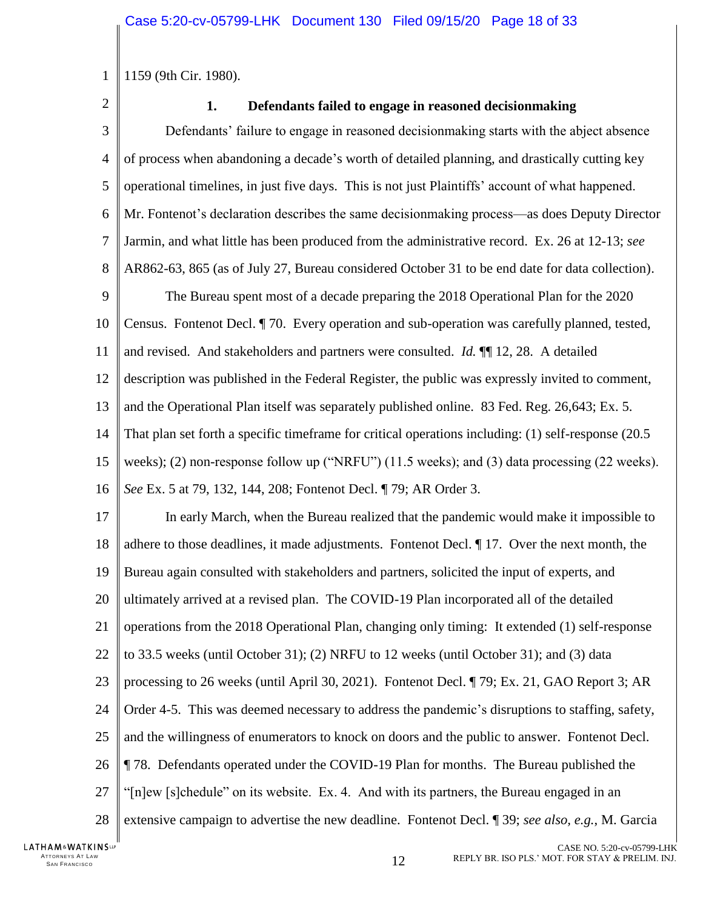1159 (9th Cir. 1980).

### 1. Defendants failed to engage in reasoned decisionmaking

Defendants' failure to engage in reasoned decisionmaking starts with the abject absence of process when abandoning a decade's worth of detailed planning, and drastically cutting key operational timelines, in just five days. This is not just Plaintiffs' account of what happened. Mr. Fontenot's declaration describes the same decisionmaking process—as does Deputy Director Jarmin, and what little has been produced from the administrative record. Ex. 26 at 12-13; *see* AR862-63, 865 (as of July 27, Bureau considered October 31 to be end date for data collection).

The Bureau spent most of a decade preparing the 2018 Operational Plan for the 2020 Census. Fontenot Decl. ¶ 70. Every operation and sub-operation was carefully planned, tested, and revised. And stakeholders and partners were consulted. *Id.* ¶¶ 12, 28. A detailed description was published in the Federal Register, the public was expressly invited to comment, and the Operational Plan itself was separately published online. 83 Fed. Reg. 26,643; Ex. 5. That plan set forth a specific timeframe for critical operations including: (1) self-response (20.5 weeks); (2) non-response follow up ("NRFU") (11.5 weeks); and (3) data processing (22 weeks). *See* Ex. 5 at 79, 132, 144, 208; Fontenot Decl. ¶ 79; AR Order 3.

In early March, when the Bureau realized that the pandemic would make it impossible to adhere to those deadlines, it made adjustments. Fontenot Decl. ¶ 17. Over the next month, the Bureau again consulted with stakeholders and partners, solicited the input of experts, and ultimately arrived at a revised plan. The COVID-19 Plan incorporated all of the detailed operations from the 2018 Operational Plan, changing only timing: It extended (1) self-response to 33.5 weeks (until October 31); (2) NRFU to 12 weeks (until October 31); and (3) data processing to 26 weeks (until April 30, 2021). Fontenot Decl. ¶ 79; Ex. 21, GAO Report 3; AR Order 4-5. This was deemed necessary to address the pandemic's disruptions to staffing, safety, and the willingness of enumerators to knock on doors and the public to answer. Fontenot Decl. ¶ 78. Defendants operated under the COVID-19 Plan for months. The Bureau published the "[n]ew [s]chedule" on its website. Ex. 4. And with its partners, the Bureau engaged in an extensive campaign to advertise the new deadline. Fontenot Decl. ¶ 39; *see also, e.g.*, M. Garcia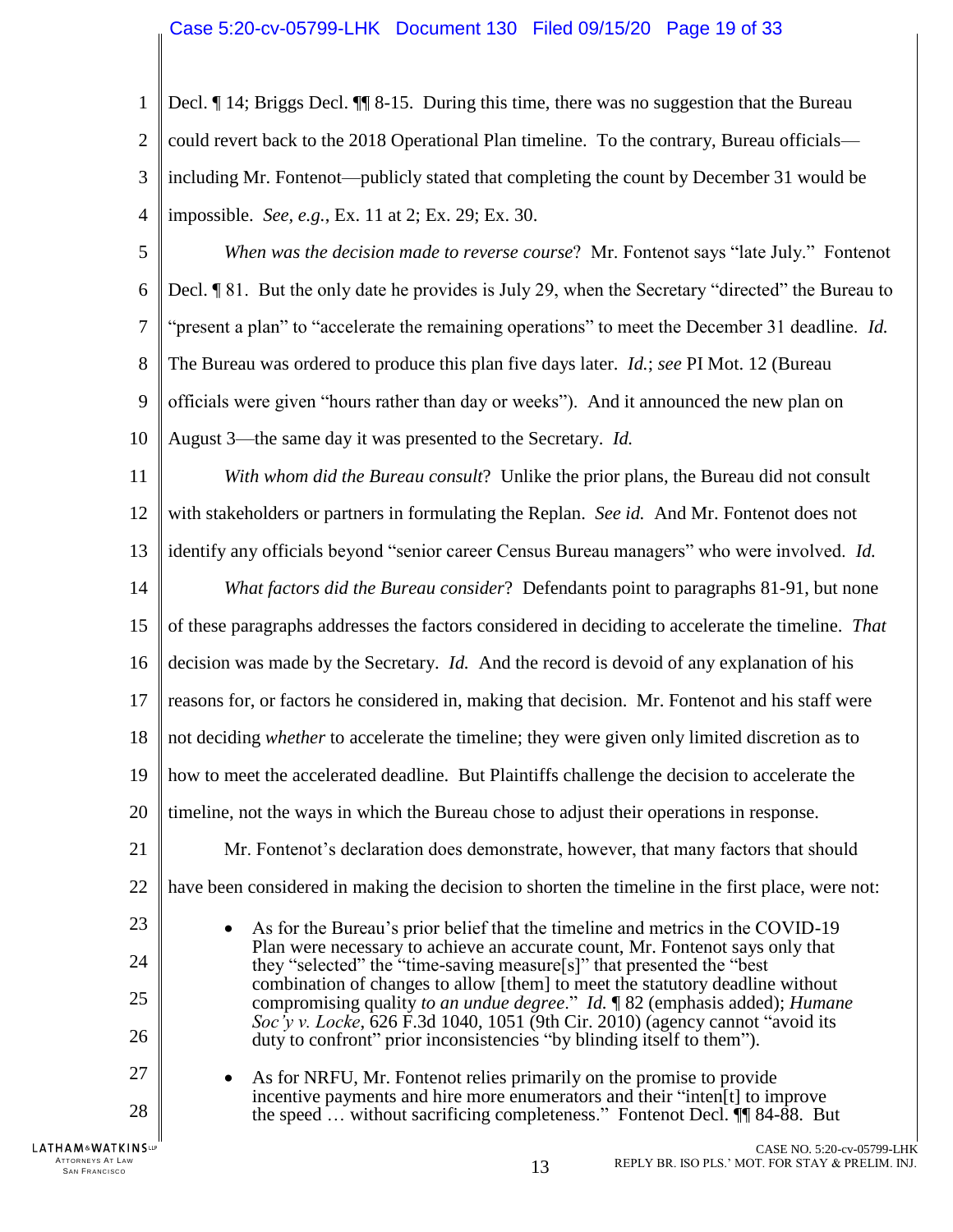Decl. ¶ 14; Briggs Decl. ¶¶ 8-15. During this time, there was no suggestion that the Bureau could revert back to the 2018 Operational Plan timeline. To the contrary, Bureau officials—including Mr. Fontenot—publicly stated that completing the count by December 31 would be impossible. *See, e.g.*, Ex. 11 at 2; Ex. 29; Ex. 30.

*When was the decision made to reverse course*? Mr. Fontenot says "late July." Fontenot Decl. ¶ 81. But the only date he provides is July 29, when the Secretary "directed" the Bureau to "present a plan" to "accelerate the remaining operations" to meet the December 31 deadline. *Id.* The Bureau was ordered to produce this plan five days later. *Id.*; *see* PI Mot. 12 (Bureau officials were given "hours rather than day or weeks"). And it announced the new plan on August 3—the same day it was presented to the Secretary. *Id.*

*With whom did the Bureau consult*? Unlike the prior plans, the Bureau did not consult with stakeholders or partners in formulating the Replan. *See id.* And Mr. Fontenot does not identify any officials beyond "senior career Census Bureau managers" who were involved. *Id.*

*What factors did the Bureau consider*? Defendants point to paragraphs 81-91, but none of these paragraphs addresses the factors considered in deciding to accelerate the timeline. *That* decision was made by the Secretary. *Id.* And the record is devoid of any explanation of his reasons for, or factors he considered in, making that decision. Mr. Fontenot and his staff were not deciding *whether* to accelerate the timeline; they were given only limited discretion as to how to meet the accelerated deadline. But Plaintiffs challenge the decision to accelerate the timeline, not the ways in which the Bureau chose to adjust their operations in response.

Mr. Fontenot's declaration does demonstrate, however, that many factors that should have been considered in making the decision to shorten the timeline in the first place, were not:

- As for the Bureau's prior belief that the timeline and metrics in the COVID-19 Plan were necessary to achieve an accurate count, Mr. Fontenot says only that they "selected" the "time-saving measure[s]" that presented the "best combination of changes to allow [them] to meet the statutory deadline without compromising quality *to an undue degree*." *Id.* ¶ 82 (emphasis added); *Humane Soc'y v. Locke*, 626 F.3d 1040, 1051 (9th Cir. 2010) (agency cannot "avoid its duty to confront" prior inconsistencies "by blinding itself to them").

- As for NRFU, Mr. Fontenot relies primarily on the promise to provide incentive payments and hire more enumerators and their "inten[t] to improve the speed … without sacrificing completeness." Fontenot Decl. ¶¶ 84-88. But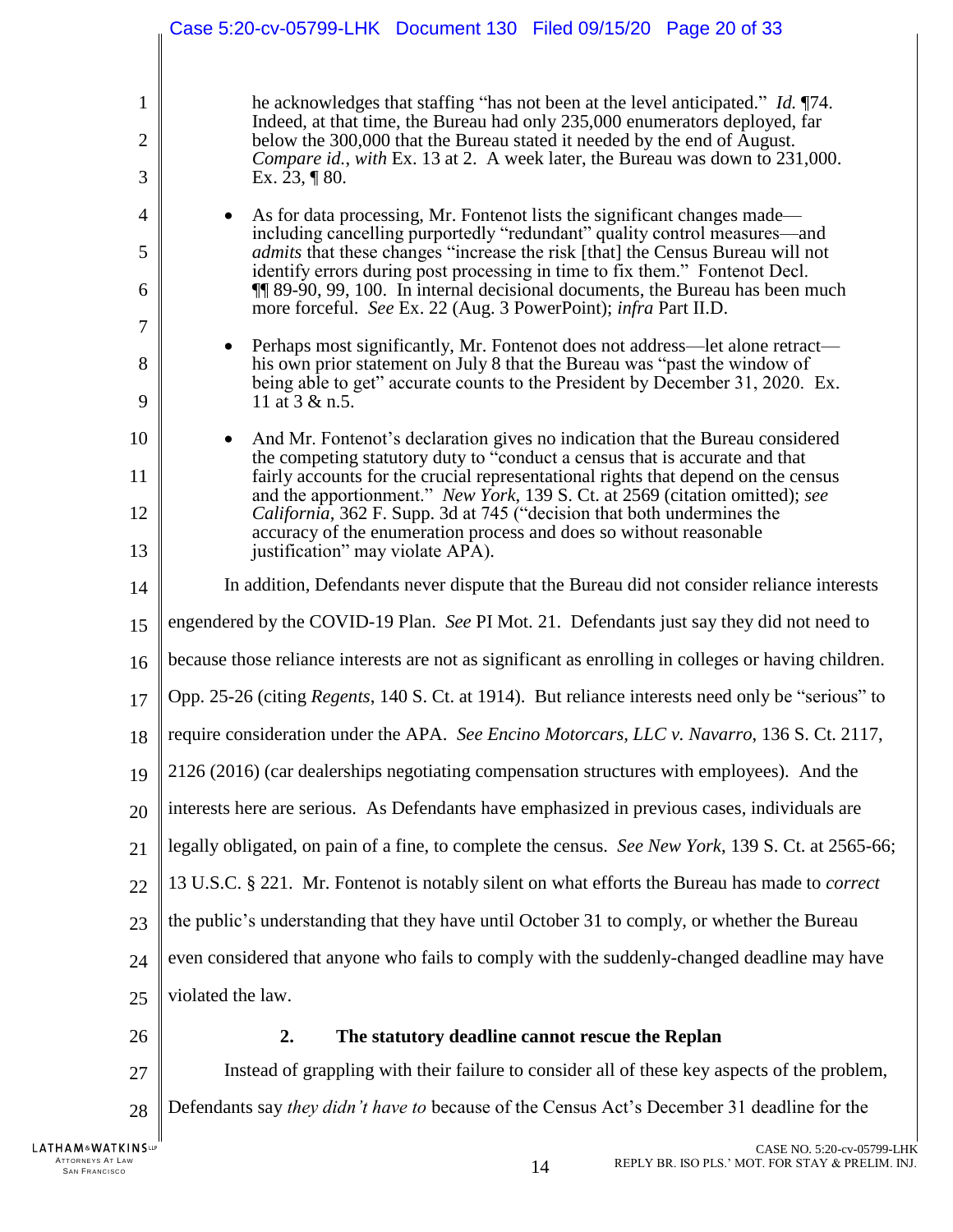he acknowledges that staffing "has not been at the level anticipated." *Id.* ¶74. Indeed, at that time, the Bureau had only 235,000 enumerators deployed, far below the 300,000 that the Bureau stated it needed by the end of August. *Compare id.*, *with* Ex. 13 at 2. A week later, the Bureau was down to 231,000. Ex. 23, ¶ 80.

- As for data processing, Mr. Fontenot lists the significant changes made—including cancelling purportedly "redundant" quality control measures—and *admits* that these changes "increase the risk [that] the Census Bureau will not identify errors during post processing in time to fix them." Fontenot Decl. ¶¶ 89-90, 99, 100. In internal decisional documents, the Bureau has been much more forceful. *See* Ex. 22 (Aug. 3 PowerPoint); *infra* Part II.D.

- Perhaps most significantly, Mr. Fontenot does not address—let alone retract—his own prior statement on July 8 that the Bureau was "past the window of being able to get" accurate counts to the President by December 31, 2020. Ex. 11 at 3 & n.5.

- And Mr. Fontenot's declaration gives no indication that the Bureau considered the competing statutory duty to "conduct a census that is accurate and that fairly accounts for the crucial representational rights that depend on the census and the apportionment." *New York*, 139 S. Ct. at 2569 (citation omitted); *see California*, 362 F. Supp. 3d at 745 ("decision that both undermines the accuracy of the enumeration process and does so without reasonable justification" may violate APA).

In addition, Defendants never dispute that the Bureau did not consider reliance interests engendered by the COVID-19 Plan. *See* PI Mot. 21. Defendants just say they did not need to because those reliance interests are not as significant as enrolling in colleges or having children. Opp. 25-26 (citing *Regents*, 140 S. Ct. at 1914). But reliance interests need only be "serious" to require consideration under the APA. *See Encino Motorcars, LLC v. Navarro*, 136 S. Ct. 2117, 2126 (2016) (car dealerships negotiating compensation structures with employees). And the interests here are serious. As Defendants have emphasized in previous cases, individuals are legally obligated, on pain of a fine, to complete the census. *See New York*, 139 S. Ct. at 2565-66; 13 U.S.C. § 221. Mr. Fontenot is notably silent on what efforts the Bureau has made to *correct* the public's understanding that they have until October 31 to comply, or whether the Bureau even considered that anyone who fails to comply with the suddenly-changed deadline may have violated the law.

### 2. The statutory deadline cannot rescue the Replan

Instead of grappling with their failure to consider all of these key aspects of the problem, Defendants say *they didn't have to* because of the Census Act's December 31 deadline for the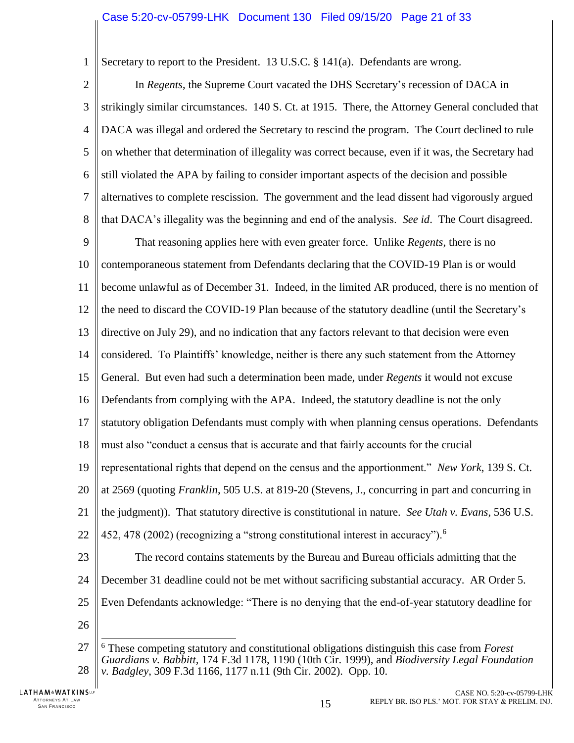Secretary to report to the President. 13 U.S.C. § 141(a). Defendants are wrong.

In *Regents*, the Supreme Court vacated the DHS Secretary's recession of DACA in strikingly similar circumstances. 140 S. Ct. at 1915. There, the Attorney General concluded that DACA was illegal and ordered the Secretary to rescind the program. The Court declined to rule on whether that determination of illegality was correct because, even if it was, the Secretary had still violated the APA by failing to consider important aspects of the decision and possible alternatives to complete rescission. The government and the lead dissent had vigorously argued that DACA's illegality was the beginning and end of the analysis. *See id*. The Court disagreed.

That reasoning applies here with even greater force. Unlike *Regents*, there is no contemporaneous statement from Defendants declaring that the COVID-19 Plan is or would become unlawful as of December 31. Indeed, in the limited AR produced, there is no mention of the need to discard the COVID-19 Plan because of the statutory deadline (until the Secretary's directive on July 29), and no indication that any factors relevant to that decision were even considered. To Plaintiffs' knowledge, neither is there any such statement from the Attorney General. But even had such a determination been made, under *Regents* it would not excuse Defendants from complying with the APA. Indeed, the statutory deadline is not the only statutory obligation Defendants must comply with when planning census operations. Defendants must also "conduct a census that is accurate and that fairly accounts for the crucial representational rights that depend on the census and the apportionment." *New York*, 139 S. Ct. at 2569 (quoting *Franklin*, 505 U.S. at 819-20 (Stevens, J., concurring in part and concurring in the judgment)). That statutory directive is constitutional in nature. *See Utah v. Evans*, 536 U.S. 452, 478 (2002) (recognizing a "strong constitutional interest in accuracy").[6]

The record contains statements by the Bureau and Bureau officials admitting that the December 31 deadline could not be met without sacrificing substantial accuracy. AR Order 5. Even Defendants acknowledge: "There is no denying that the end-of-year statutory deadline for

---

[6] These competing statutory and constitutional obligations distinguish this case from *Forest Guardians v. Babbitt*, 174 F.3d 1178, 1190 (10th Cir. 1999), and *Biodiversity Legal Foundation v. Badgley*, 309 F.3d 1166, 1177 n.11 (9th Cir. 2002). Opp. 10.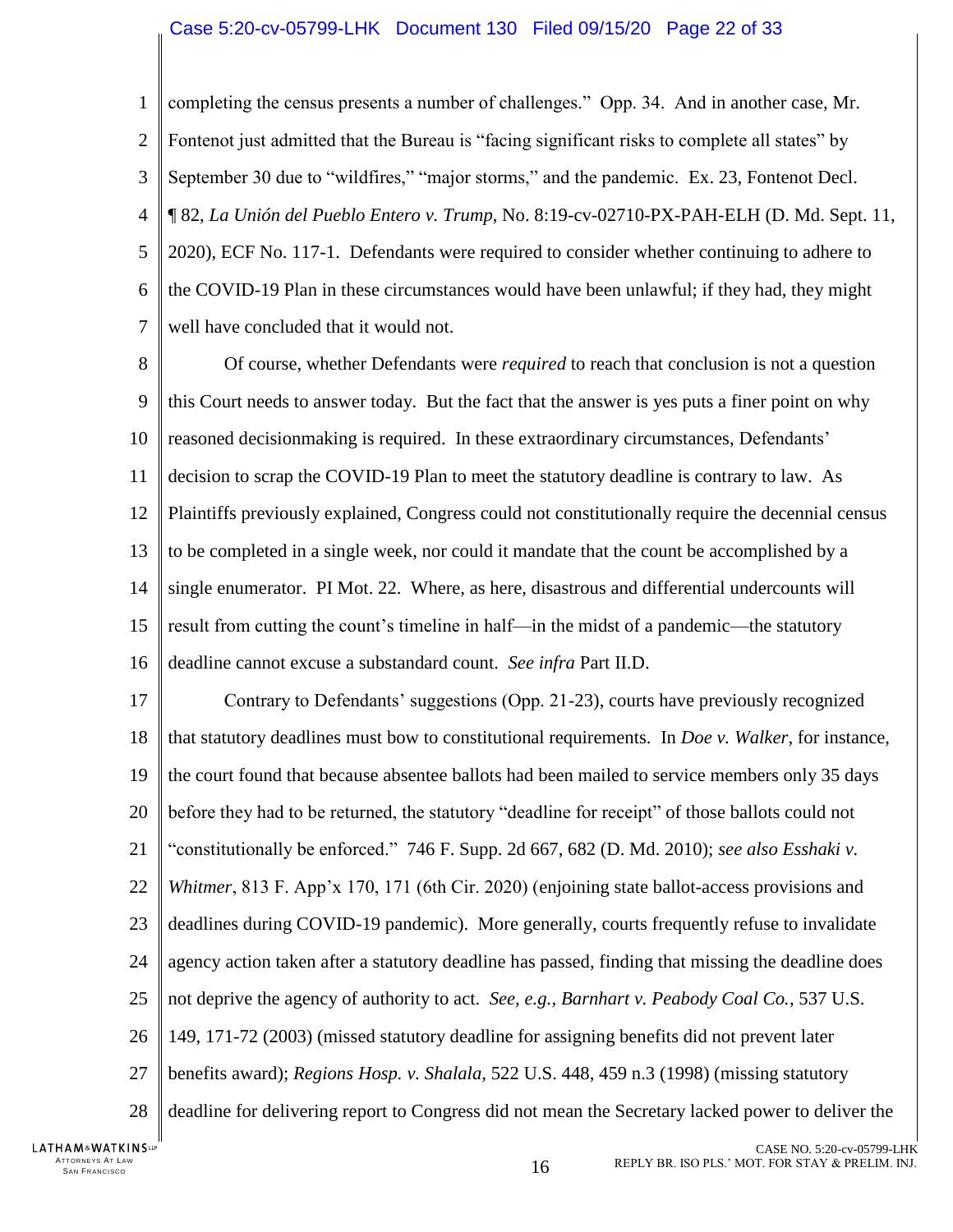completing the census presents a number of challenges." Opp. 34. And in another case, Mr. Fontenot just admitted that the Bureau is "facing significant risks to complete all states" by September 30 due to "wildfires," "major storms," and the pandemic. Ex. 23, Fontenot Decl. ¶ 82, *La Unión del Pueblo Entero v. Trump*, No. 8:19-cv-02710-PX-PAH-ELH (D. Md. Sept. 11, 2020), ECF No. 117-1. Defendants were required to consider whether continuing to adhere to the COVID-19 Plan in these circumstances would have been unlawful; if they had, they might well have concluded that it would not.

Of course, whether Defendants were *required* to reach that conclusion is not a question this Court needs to answer today. But the fact that the answer is yes puts a finer point on why reasoned decisionmaking is required. In these extraordinary circumstances, Defendants' decision to scrap the COVID-19 Plan to meet the statutory deadline is contrary to law. As Plaintiffs previously explained, Congress could not constitutionally require the decennial census to be completed in a single week, nor could it mandate that the count be accomplished by a single enumerator. PI Mot. 22. Where, as here, disastrous and differential undercounts will result from cutting the count's timeline in half—in the midst of a pandemic—the statutory deadline cannot excuse a substandard count. *See infra* Part II.D.

Contrary to Defendants' suggestions (Opp. 21-23), courts have previously recognized that statutory deadlines must bow to constitutional requirements. In *Doe v. Walker*, for instance, the court found that because absentee ballots had been mailed to service members only 35 days before they had to be returned, the statutory "deadline for receipt" of those ballots could not "constitutionally be enforced." 746 F. Supp. 2d 667, 682 (D. Md. 2010); *see also Esshaki v. Whitmer*, 813 F. App'x 170, 171 (6th Cir. 2020) (enjoining state ballot-access provisions and deadlines during COVID-19 pandemic). More generally, courts frequently refuse to invalidate agency action taken after a statutory deadline has passed, finding that missing the deadline does not deprive the agency of authority to act. *See, e.g.*, *Barnhart v. Peabody Coal Co.*, 537 U.S. 149, 171-72 (2003) (missed statutory deadline for assigning benefits did not prevent later benefits award); *Regions Hosp. v. Shalala*, 522 U.S. 448, 459 n.3 (1998) (missing statutory deadline for delivering report to Congress did not mean the Secretary lacked power to deliver the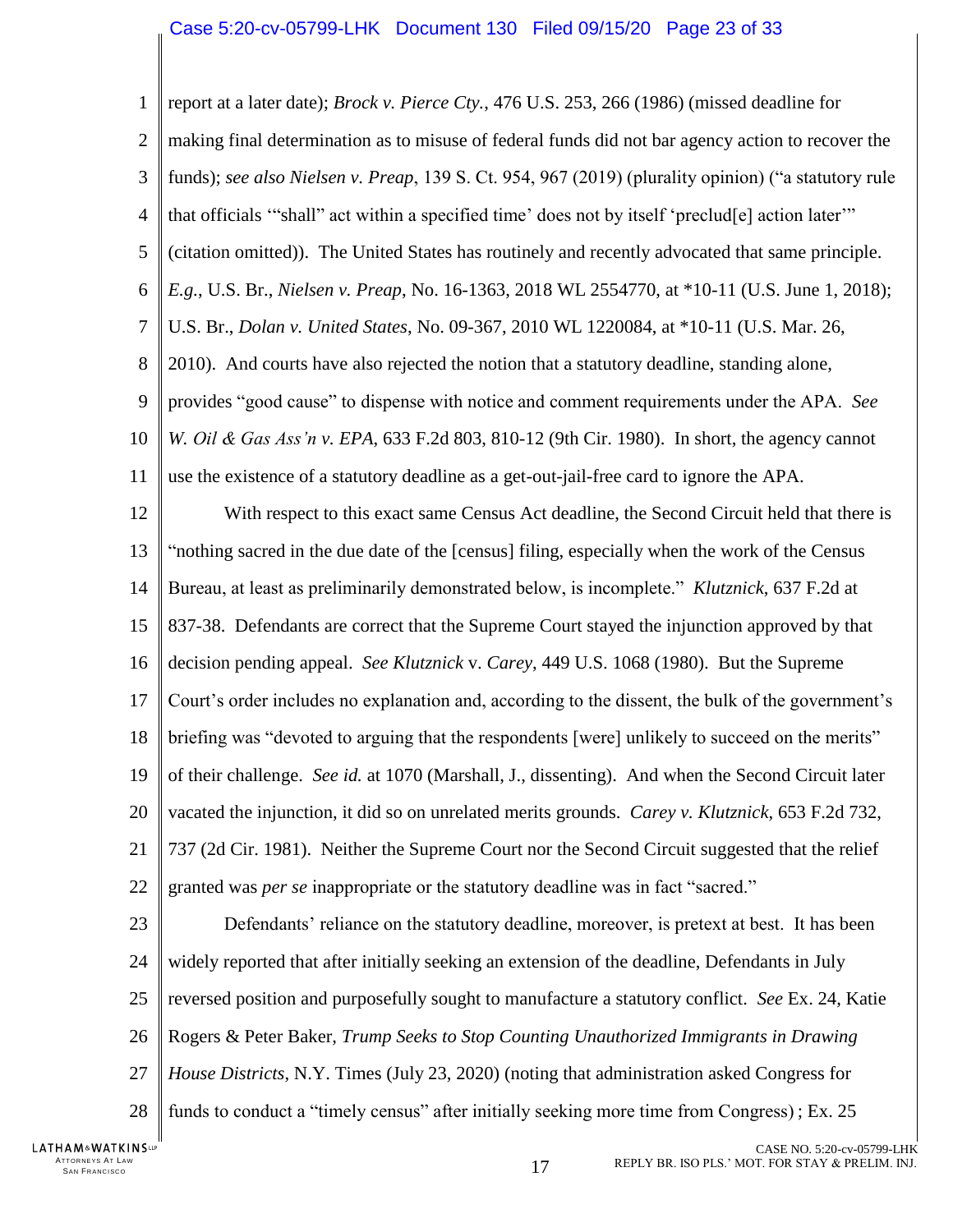report at a later date); *Brock v. Pierce Cty.*, 476 U.S. 253, 266 (1986) (missed deadline for making final determination as to misuse of federal funds did not bar agency action to recover the funds); *see also Nielsen v. Preap*, 139 S. Ct. 954, 967 (2019) (plurality opinion) ("a statutory rule that officials '"shall" act within a specified time' does not by itself 'preclud[e] action later'" (citation omitted)). The United States has routinely and recently advocated that same principle. *E.g.*, U.S. Br., *Nielsen v. Preap*, No. 16-1363, 2018 WL 2554770, at *10-11 (U.S. June 1, 2018); U.S. Br., *Dolan v. United States*, No. 09-367, 2010 WL 1220084, at *10-11 (U.S. Mar. 26, 2010). And courts have also rejected the notion that a statutory deadline, standing alone, provides "good cause" to dispense with notice and comment requirements under the APA. *See W. Oil & Gas Ass'n v. EPA*, 633 F.2d 803, 810-12 (9th Cir. 1980). In short, the agency cannot use the existence of a statutory deadline as a get-out-jail-free card to ignore the APA.

With respect to this exact same Census Act deadline, the Second Circuit held that there is "nothing sacred in the due date of the [census] filing, especially when the work of the Census Bureau, at least as preliminarily demonstrated below, is incomplete." *Klutznick*, 637 F.2d at 837-38. Defendants are correct that the Supreme Court stayed the injunction approved by that decision pending appeal. *See Klutznick* v. *Carey*, 449 U.S. 1068 (1980). But the Supreme Court's order includes no explanation and, according to the dissent, the bulk of the government's briefing was "devoted to arguing that the respondents [were] unlikely to succeed on the merits" of their challenge. *See id.* at 1070 (Marshall, J., dissenting). And when the Second Circuit later vacated the injunction, it did so on unrelated merits grounds. *Carey v. Klutznick*, 653 F.2d 732, 737 (2d Cir. 1981). Neither the Supreme Court nor the Second Circuit suggested that the relief granted was *per se* inappropriate or the statutory deadline was in fact "sacred."

Defendants' reliance on the statutory deadline, moreover, is pretext at best. It has been widely reported that after initially seeking an extension of the deadline, Defendants in July reversed position and purposefully sought to manufacture a statutory conflict. *See* Ex. 24, Katie Rogers & Peter Baker, *Trump Seeks to Stop Counting Unauthorized Immigrants in Drawing House Districts*, N.Y. Times (July 23, 2020) (noting that administration asked Congress for funds to conduct a "timely census" after initially seeking more time from Congress) ; Ex. 25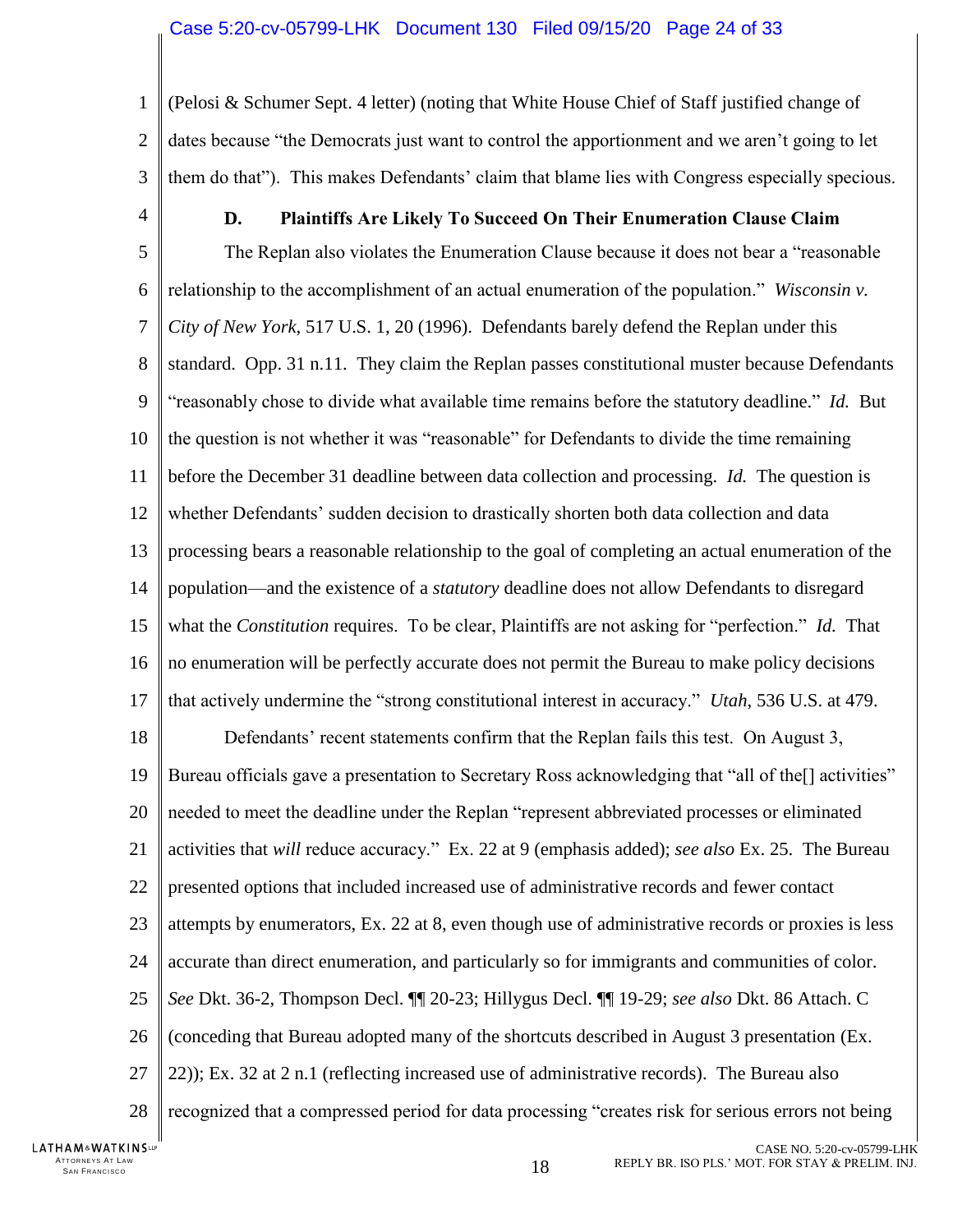(Pelosi & Schumer Sept. 4 letter) (noting that White House Chief of Staff justified change of dates because "the Democrats just want to control the apportionment and we aren't going to let them do that"). This makes Defendants' claim that blame lies with Congress especially specious.

### D. Plaintiffs Are Likely To Succeed On Their Enumeration Clause Claim

The Replan also violates the Enumeration Clause because it does not bear a "reasonable relationship to the accomplishment of an actual enumeration of the population." *Wisconsin v. City of New York*, 517 U.S. 1, 20 (1996). Defendants barely defend the Replan under this standard. Opp. 31 n.11. They claim the Replan passes constitutional muster because Defendants "reasonably chose to divide what available time remains before the statutory deadline." *Id.* But the question is not whether it was "reasonable" for Defendants to divide the time remaining before the December 31 deadline between data collection and processing. *Id.* The question is whether Defendants' sudden decision to drastically shorten both data collection and data processing bears a reasonable relationship to the goal of completing an actual enumeration of the population—and the existence of a *statutory* deadline does not allow Defendants to disregard what the *Constitution* requires. To be clear, Plaintiffs are not asking for "perfection." *Id.* That no enumeration will be perfectly accurate does not permit the Bureau to make policy decisions that actively undermine the "strong constitutional interest in accuracy." *Utah*, 536 U.S. at 479.

Defendants' recent statements confirm that the Replan fails this test. On August 3, Bureau officials gave a presentation to Secretary Ross acknowledging that "all of the[] activities" needed to meet the deadline under the Replan "represent abbreviated processes or eliminated activities that *will* reduce accuracy." Ex. 22 at 9 (emphasis added); *see also* Ex. 25. The Bureau presented options that included increased use of administrative records and fewer contact attempts by enumerators, Ex. 22 at 8, even though use of administrative records or proxies is less accurate than direct enumeration, and particularly so for immigrants and communities of color. *See* Dkt. 36-2, Thompson Decl. ¶¶ 20-23; Hillygus Decl. ¶¶ 19-29; *see also* Dkt. 86 Attach. C (conceding that Bureau adopted many of the shortcuts described in August 3 presentation (Ex. 22)); Ex. 32 at 2 n.1 (reflecting increased use of administrative records). The Bureau also recognized that a compressed period for data processing "creates risk for serious errors not being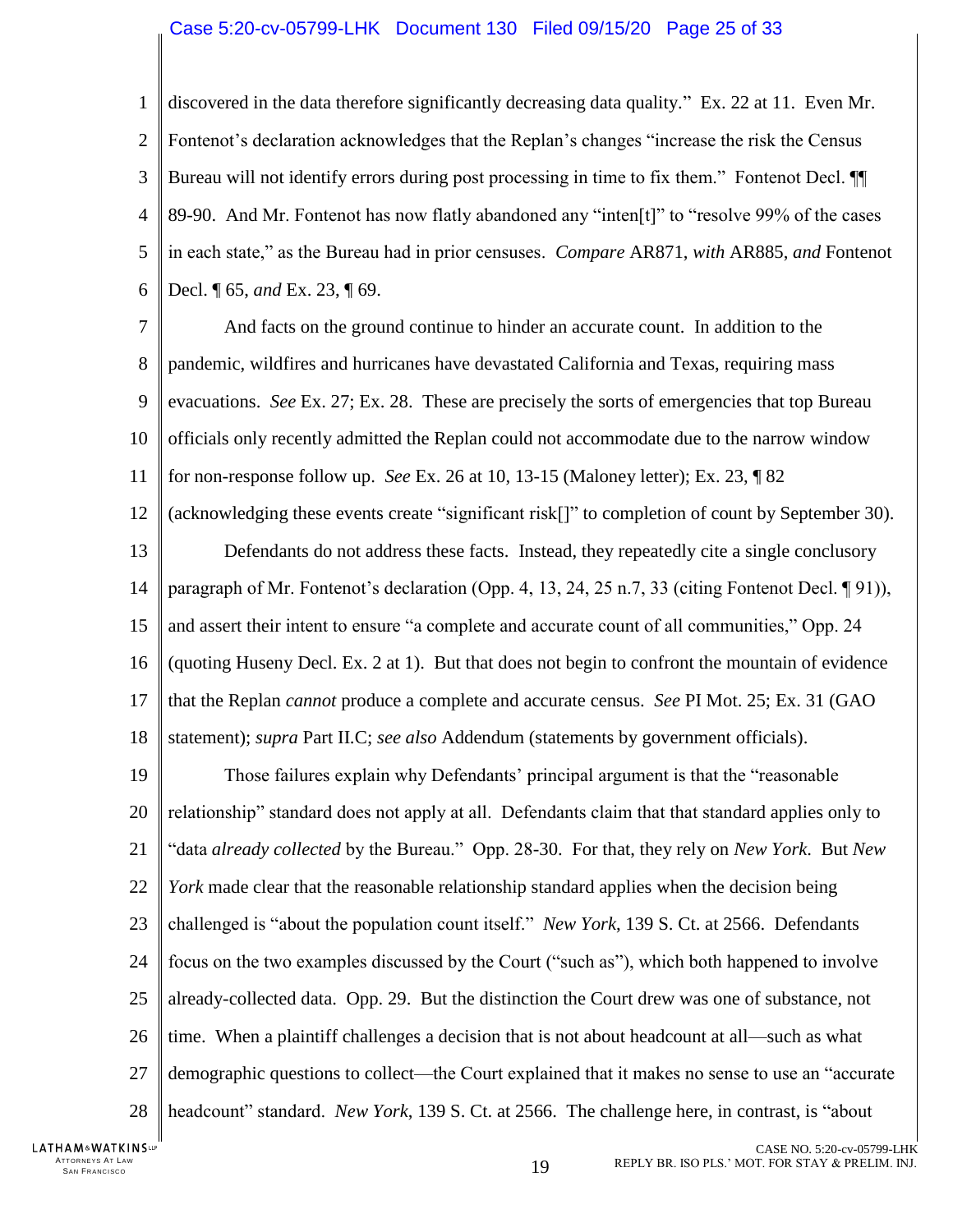discovered in the data therefore significantly decreasing data quality." Ex. 22 at 11. Even Mr. Fontenot's declaration acknowledges that the Replan's changes "increase the risk the Census Bureau will not identify errors during post processing in time to fix them." Fontenot Decl. ¶¶ 89-90. And Mr. Fontenot has now flatly abandoned any "inten[t]" to "resolve 99% of the cases in each state," as the Bureau had in prior censuses. *Compare* AR871, *with* AR885, *and* Fontenot Decl. ¶ 65, *and* Ex. 23, ¶ 69.

And facts on the ground continue to hinder an accurate count. In addition to the pandemic, wildfires and hurricanes have devastated California and Texas, requiring mass evacuations. *See* Ex. 27; Ex. 28. These are precisely the sorts of emergencies that top Bureau officials only recently admitted the Replan could not accommodate due to the narrow window for non-response follow up. *See* Ex. 26 at 10, 13-15 (Maloney letter); Ex. 23, ¶ 82 (acknowledging these events create "significant risk[]" to completion of count by September 30).

Defendants do not address these facts. Instead, they repeatedly cite a single conclusory paragraph of Mr. Fontenot's declaration (Opp. 4, 13, 24, 25 n.7, 33 (citing Fontenot Decl. ¶ 91)), and assert their intent to ensure "a complete and accurate count of all communities," Opp. 24 (quoting Huseny Decl. Ex. 2 at 1). But that does not begin to confront the mountain of evidence that the Replan *cannot* produce a complete and accurate census. *See* PI Mot. 25; Ex. 31 (GAO statement); *supra* Part II.C; *see also* Addendum (statements by government officials).

Those failures explain why Defendants' principal argument is that the "reasonable relationship" standard does not apply at all. Defendants claim that that standard applies only to "data *already collected* by the Bureau." Opp. 28-30. For that, they rely on *New York*. But *New York* made clear that the reasonable relationship standard applies when the decision being challenged is "about the population count itself." *New York*, 139 S. Ct. at 2566. Defendants focus on the two examples discussed by the Court ("such as"), which both happened to involve already-collected data. Opp. 29. But the distinction the Court drew was one of substance, not time. When a plaintiff challenges a decision that is not about headcount at all—such as what demographic questions to collect—the Court explained that it makes no sense to use an "accurate headcount" standard. *New York*, 139 S. Ct. at 2566. The challenge here, in contrast, is "about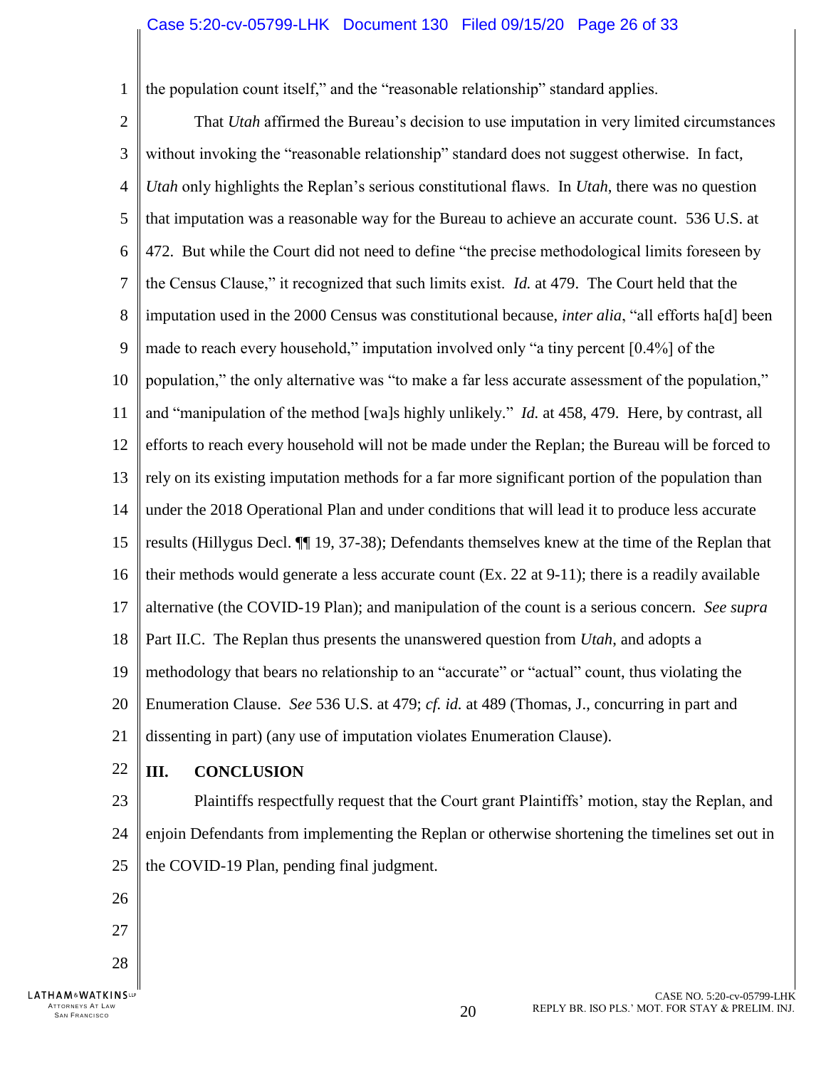the population count itself," and the "reasonable relationship" standard applies.

That *Utah* affirmed the Bureau's decision to use imputation in very limited circumstances without invoking the "reasonable relationship" standard does not suggest otherwise. In fact, *Utah* only highlights the Replan's serious constitutional flaws. In *Utah*, there was no question that imputation was a reasonable way for the Bureau to achieve an accurate count. 536 U.S. at 472. But while the Court did not need to define "the precise methodological limits foreseen by the Census Clause," it recognized that such limits exist. *Id.* at 479. The Court held that the imputation used in the 2000 Census was constitutional because, *inter alia*, "all efforts ha[d] been made to reach every household," imputation involved only "a tiny percent [0.4%] of the population," the only alternative was "to make a far less accurate assessment of the population," and "manipulation of the method [wa]s highly unlikely." *Id.* at 458, 479. Here, by contrast, all efforts to reach every household will not be made under the Replan; the Bureau will be forced to rely on its existing imputation methods for a far more significant portion of the population than under the 2018 Operational Plan and under conditions that will lead it to produce less accurate results (Hillygus Decl. ¶¶ 19, 37-38); Defendants themselves knew at the time of the Replan that their methods would generate a less accurate count (Ex. 22 at 9-11); there is a readily available alternative (the COVID-19 Plan); and manipulation of the count is a serious concern. *See supra* Part II.C. The Replan thus presents the unanswered question from *Utah*, and adopts a methodology that bears no relationship to an "accurate" or "actual" count, thus violating the Enumeration Clause. *See* 536 U.S. at 479; *cf. id.* at 489 (Thomas, J., concurring in part and dissenting in part) (any use of imputation violates Enumeration Clause).

## III. CONCLUSION

Plaintiffs respectfully request that the Court grant Plaintiffs' motion, stay the Replan, and enjoin Defendants from implementing the Replan or otherwise shortening the timelines set out in the COVID-19 Plan, pending final judgment.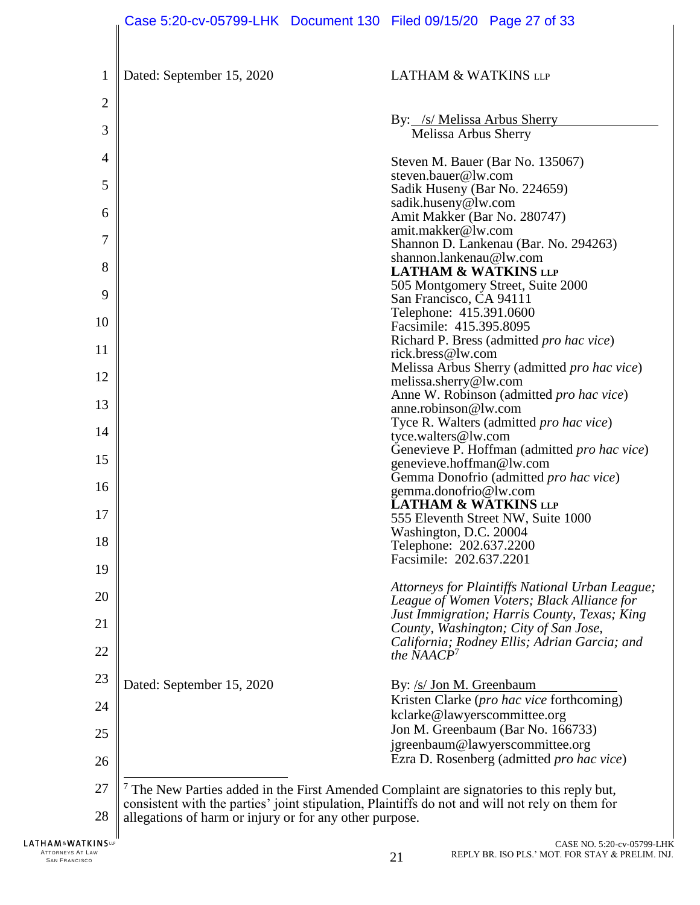Dated: September 15, 2020

LATHAM & WATKINS LLP

By: /s/ Melissa Arbus Sherry
Melissa Arbus Sherry

Steven M. Bauer (Bar No. 135067)
steven.bauer@lw.com
Sadik Huseny (Bar No. 224659)
sadik.huseny@lw.com
Amit Makker (Bar No. 280747)
amit.makker@lw.com
Shannon D. Lankenau (Bar. No. 294263)
shannon.lankenau@lw.com
**LATHAM & WATKINS LLP**
505 Montgomery Street, Suite 2000
San Francisco, CA 94111
Telephone: 415.391.0600
Facsimile: 415.395.8095
Richard P. Bress (admitted *pro hac vice*)
rick.bress@lw.com
Melissa Arbus Sherry (admitted *pro hac vice*)
melissa.sherry@lw.com
Anne W. Robinson (admitted *pro hac vice*)
anne.robinson@lw.com
Tyce R. Walters (admitted *pro hac vice*)
tyce.walters@lw.com
Genevieve P. Hoffman (admitted *pro hac vice*)
genevieve.hoffman@lw.com
Gemma Donofrio (admitted *pro hac vice*)
gemma.donofrio@lw.com
**LATHAM & WATKINS LLP**
555 Eleventh Street NW, Suite 1000
Washington, D.C. 20004
Telephone: 202.637.2200
Facsimile: 202.637.2201

*Attorneys for Plaintiffs National Urban League; League of Women Voters; Black Alliance for Just Immigration; Harris County, Texas; King County, Washington; City of San Jose, California; Rodney Ellis; Adrian Garcia; and the NAACP*[7]

Dated: September 15, 2020

By: /s/ Jon M. Greenbaum
Kristen Clarke (*pro hac vice* forthcoming)
kclarke@lawyerscommittee.org
Jon M. Greenbaum (Bar No. 166733)
jgreenbaum@lawyerscommittee.org
Ezra D. Rosenberg (admitted *pro hac vice*)

---

[7] The New Parties added in the First Amended Complaint are signatories to this reply but, consistent with the parties' joint stipulation, Plaintiffs do not and will not rely on them for allegations of harm or injury or for any other purpose.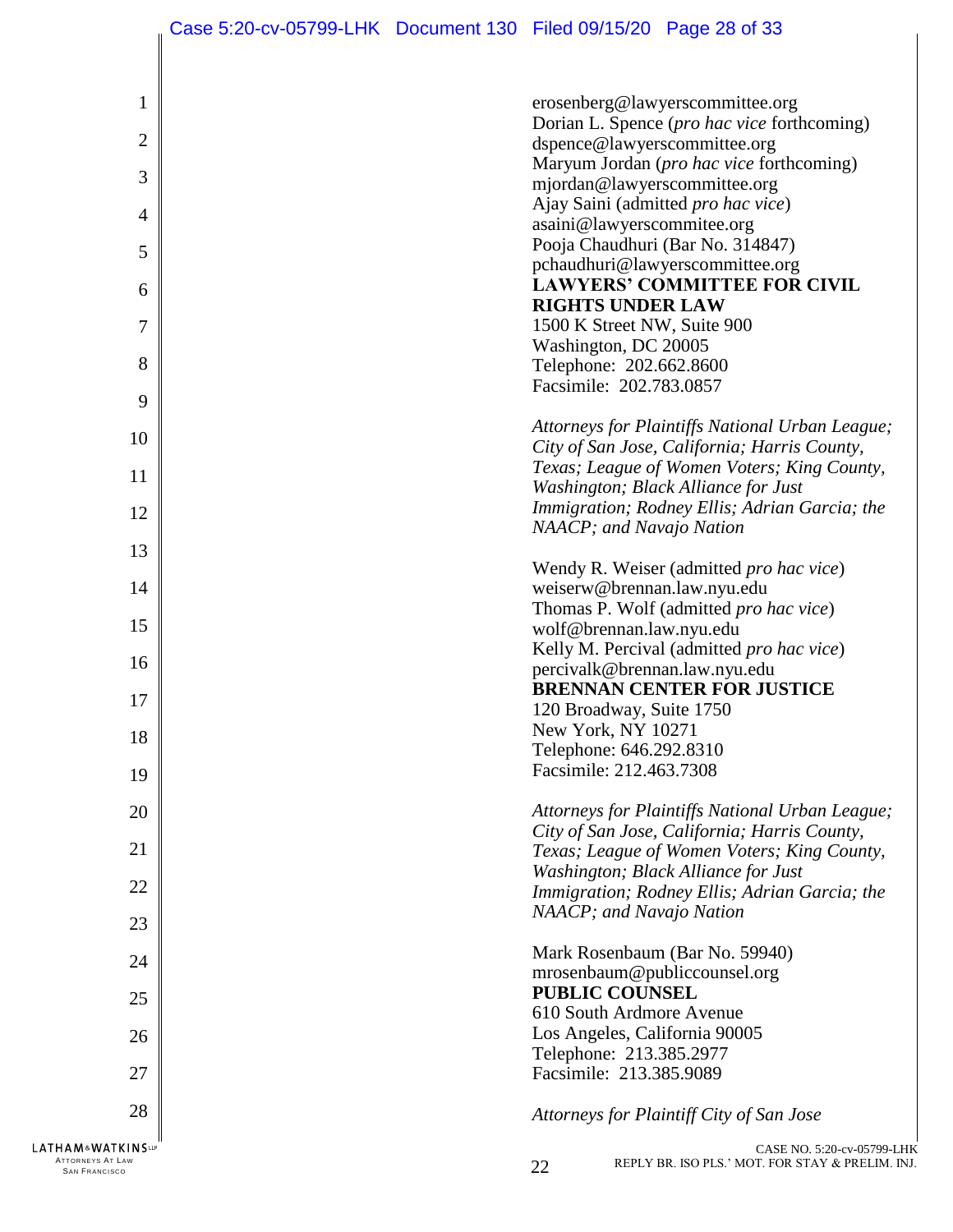erosenberg@lawyerscommittee.org
Dorian L. Spence (*pro hac vice* forthcoming)
dspence@lawyerscommittee.org
Maryum Jordan (*pro hac vice* forthcoming)
mjordan@lawyerscommittee.org
Ajay Saini (admitted *pro hac vice*)
asaini@lawyerscommitee.org
Pooja Chaudhuri (Bar No. 314847)
pchaudhuri@lawyerscommittee.org
**LAWYERS' COMMITTEE FOR CIVIL RIGHTS UNDER LAW**
1500 K Street NW, Suite 900
Washington, DC 20005
Telephone: 202.662.8600
Facsimile: 202.783.0857

*Attorneys for Plaintiffs National Urban League; City of San Jose, California; Harris County, Texas; League of Women Voters; King County, Washington; Black Alliance for Just Immigration; Rodney Ellis; Adrian Garcia; the NAACP; and Navajo Nation*

Wendy R. Weiser (admitted *pro hac vice*)
weiserw@brennan.law.nyu.edu
Thomas P. Wolf (admitted *pro hac vice*)
wolf@brennan.law.nyu.edu
Kelly M. Percival (admitted *pro hac vice*)
percivalk@brennan.law.nyu.edu
**BRENNAN CENTER FOR JUSTICE**
120 Broadway, Suite 1750
New York, NY 10271
Telephone: 646.292.8310
Facsimile: 212.463.7308

*Attorneys for Plaintiffs National Urban League; City of San Jose, California; Harris County, Texas; League of Women Voters; King County, Washington; Black Alliance for Just Immigration; Rodney Ellis; Adrian Garcia; the NAACP; and Navajo Nation*

Mark Rosenbaum (Bar No. 59940)
mrosenbaum@publiccounsel.org
**PUBLIC COUNSEL**
610 South Ardmore Avenue
Los Angeles, California 90005
Telephone: 213.385.2977
Facsimile: 213.385.9089

*Attorneys for Plaintiff City of San Jose*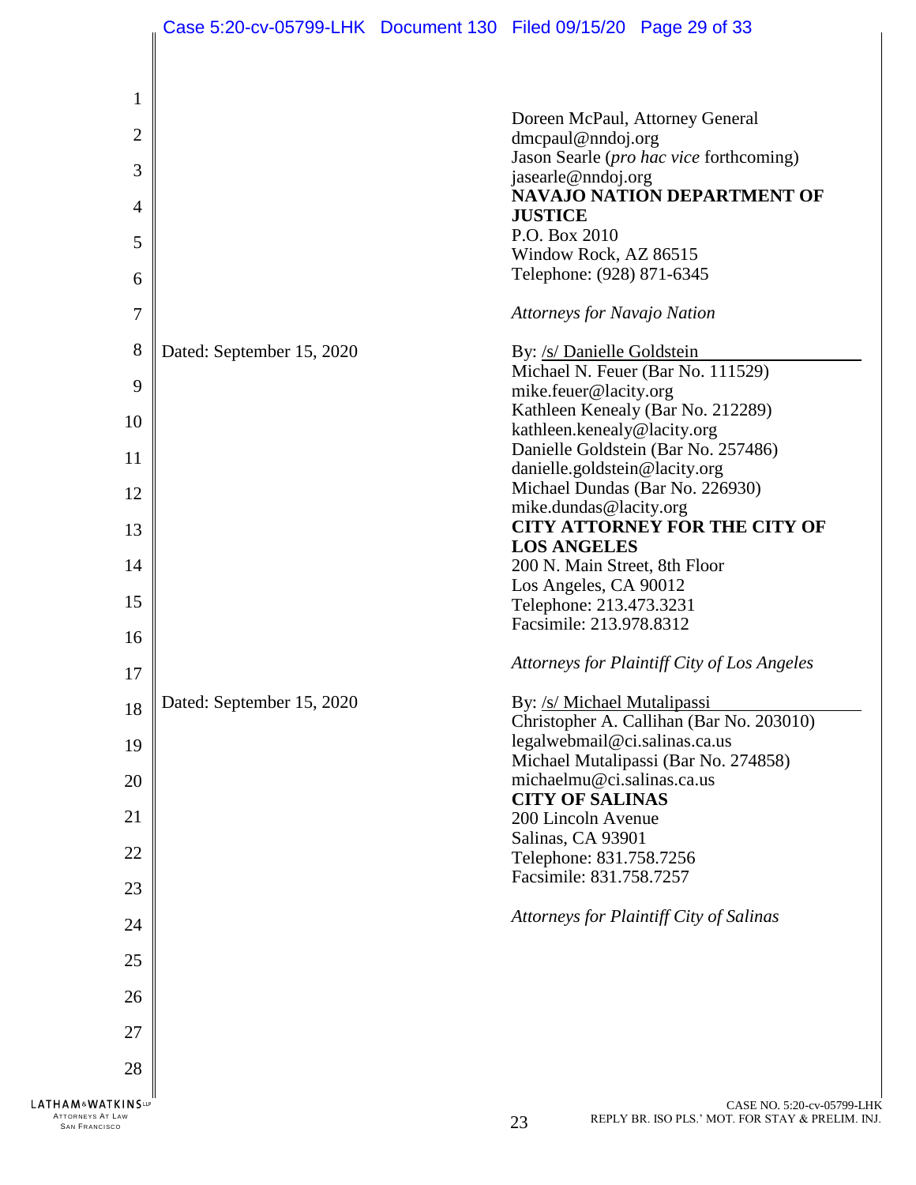Doreen McPaul, Attorney General
dmcpaul@nndoj.org
Jason Searle (*pro hac vice* forthcoming)
jasearle@nndoj.org
**NAVAJO NATION DEPARTMENT OF JUSTICE**
P.O. Box 2010
Window Rock, AZ 86515
Telephone: (928) 871-6345

*Attorneys for Navajo Nation*

Dated: September 15, 2020

By: /s/ Danielle Goldstein
Michael N. Feuer (Bar No. 111529)
mike.feuer@lacity.org
Kathleen Kenealy (Bar No. 212289)
kathleen.kenealy@lacity.org
Danielle Goldstein (Bar No. 257486)
danielle.goldstein@lacity.org
Michael Dundas (Bar No. 226930)
mike.dundas@lacity.org
**CITY ATTORNEY FOR THE CITY OF LOS ANGELES**
200 N. Main Street, 8th Floor
Los Angeles, CA 90012
Telephone: 213.473.3231
Facsimile: 213.978.8312

*Attorneys for Plaintiff City of Los Angeles*

Dated: September 15, 2020

By: /s/ Michael Mutalipassi
Christopher A. Callihan (Bar No. 203010)
legalwebmail@ci.salinas.ca.us
Michael Mutalipassi (Bar No. 274858)
michaelmu@ci.salinas.ca.us
**CITY OF SALINAS**
200 Lincoln Avenue
Salinas, CA 93901
Telephone: 831.758.7256
Facsimile: 831.758.7257

*Attorneys for Plaintiff City of Salinas*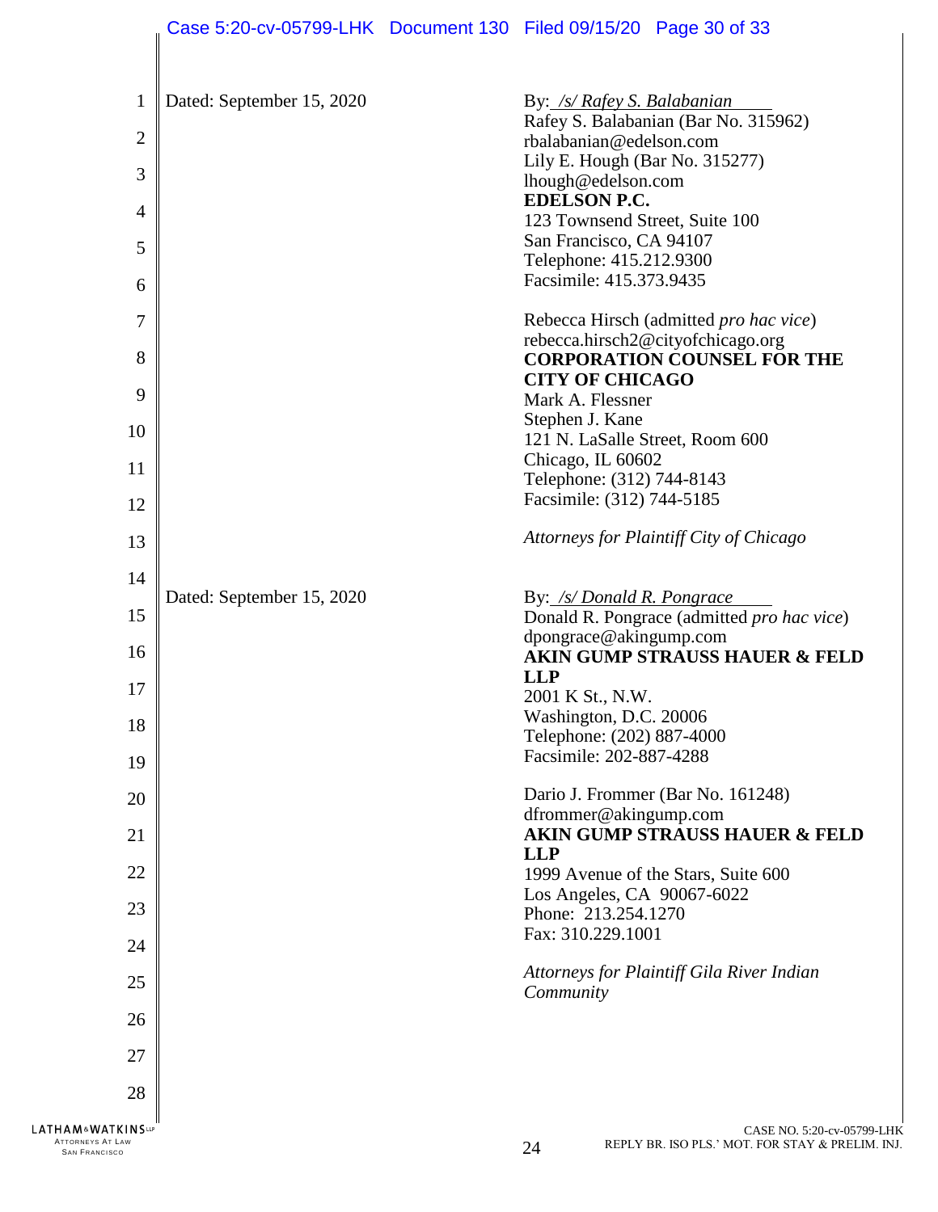Dated: September 15, 2020

By: */s/ Rafey S. Balabanian*
Rafey S. Balabanian (Bar No. 315962)
rbalabanian@edelson.com
Lily E. Hough (Bar No. 315277)
lhough@edelson.com
**EDELSON P.C.**
123 Townsend Street, Suite 100
San Francisco, CA 94107
Telephone: 415.212.9300
Facsimile: 415.373.9435

Rebecca Hirsch (admitted *pro hac vice*)
rebecca.hirsch2@cityofchicago.org
**CORPORATION COUNSEL FOR THE CITY OF CHICAGO**
Mark A. Flessner
Stephen J. Kane
121 N. LaSalle Street, Room 600
Chicago, IL 60602
Telephone: (312) 744-8143
Facsimile: (312) 744-5185

*Attorneys for Plaintiff City of Chicago*

Dated: September 15, 2020

By: */s/ Donald R. Pongrace*
Donald R. Pongrace (admitted *pro hac vice*)
dpongrace@akingump.com
**AKIN GUMP STRAUSS HAUER & FELD LLP**
2001 K St., N.W.
Washington, D.C. 20006
Telephone: (202) 887-4000
Facsimile: 202-887-4288

Dario J. Frommer (Bar No. 161248)
dfrommer@akingump.com
**AKIN GUMP STRAUSS HAUER & FELD LLP**
1999 Avenue of the Stars, Suite 600
Los Angeles, CA 90067-6022
Phone: 213.254.1270
Fax: 310.229.1001

*Attorneys for Plaintiff Gila River Indian Community*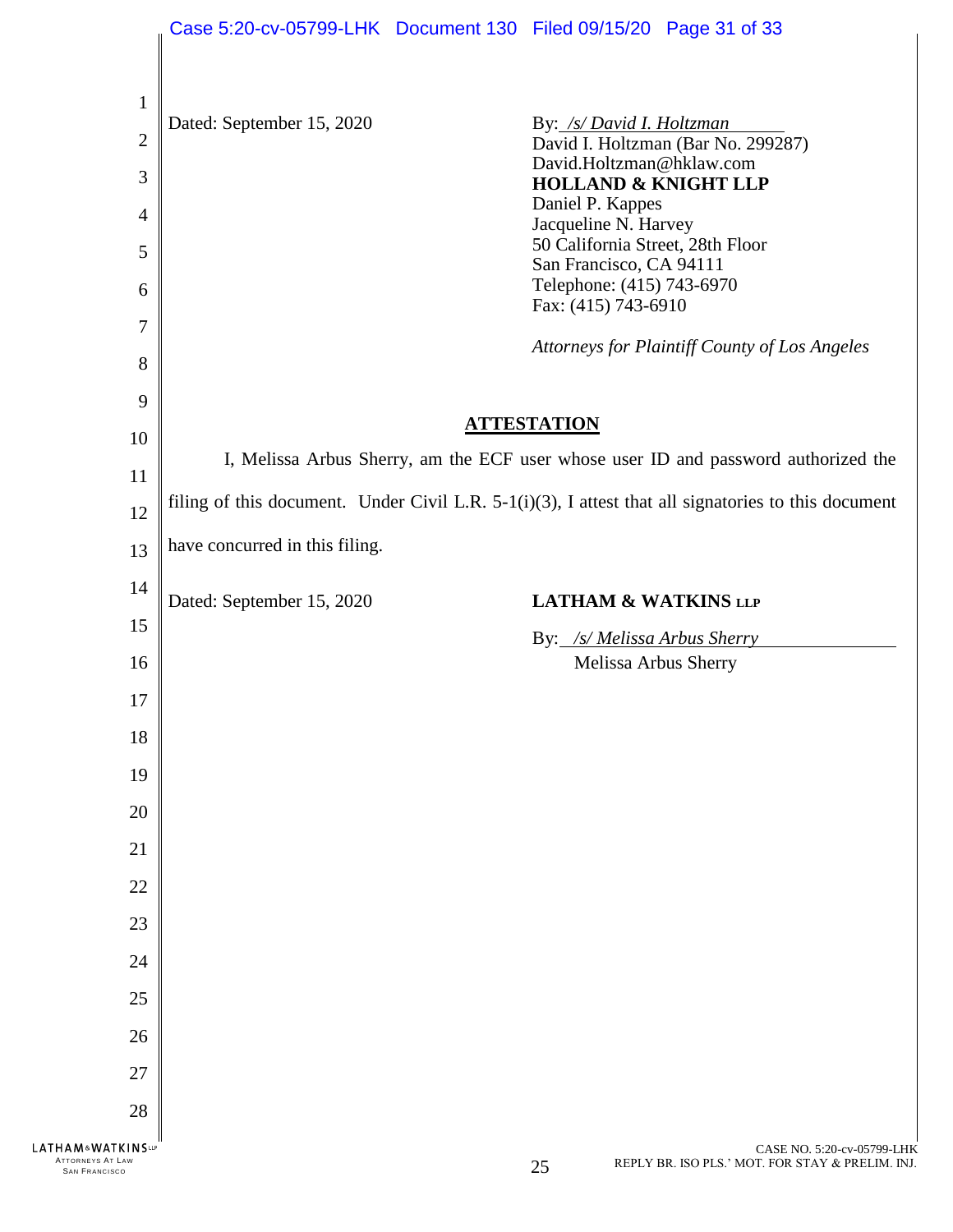Dated: September 15, 2020

By: */s/ David I. Holtzman*
David I. Holtzman (Bar No. 299287)
David.Holtzman@hklaw.com
**HOLLAND & KNIGHT LLP**
Daniel P. Kappes
Jacqueline N. Harvey
50 California Street, 28th Floor
San Francisco, CA 94111
Telephone: (415) 743-6970
Fax: (415) 743-6910

*Attorneys for Plaintiff County of Los Angeles*

## ATTESTATION

I, Melissa Arbus Sherry, am the ECF user whose user ID and password authorized the filing of this document. Under Civil L.R. 5-1(i)(3), I attest that all signatories to this document have concurred in this filing.

Dated: September 15, 2020

**LATHAM & WATKINS LLP**

By: */s/ Melissa Arbus Sherry*
Melissa Arbus Sherry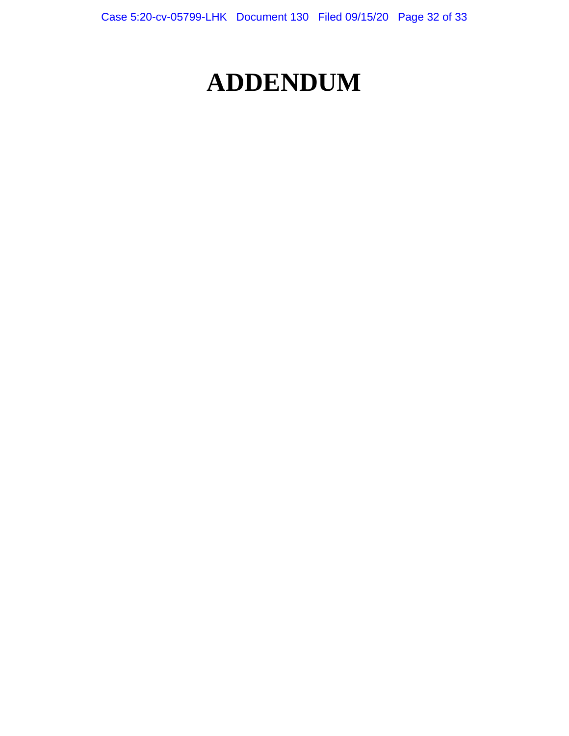# ADDENDUM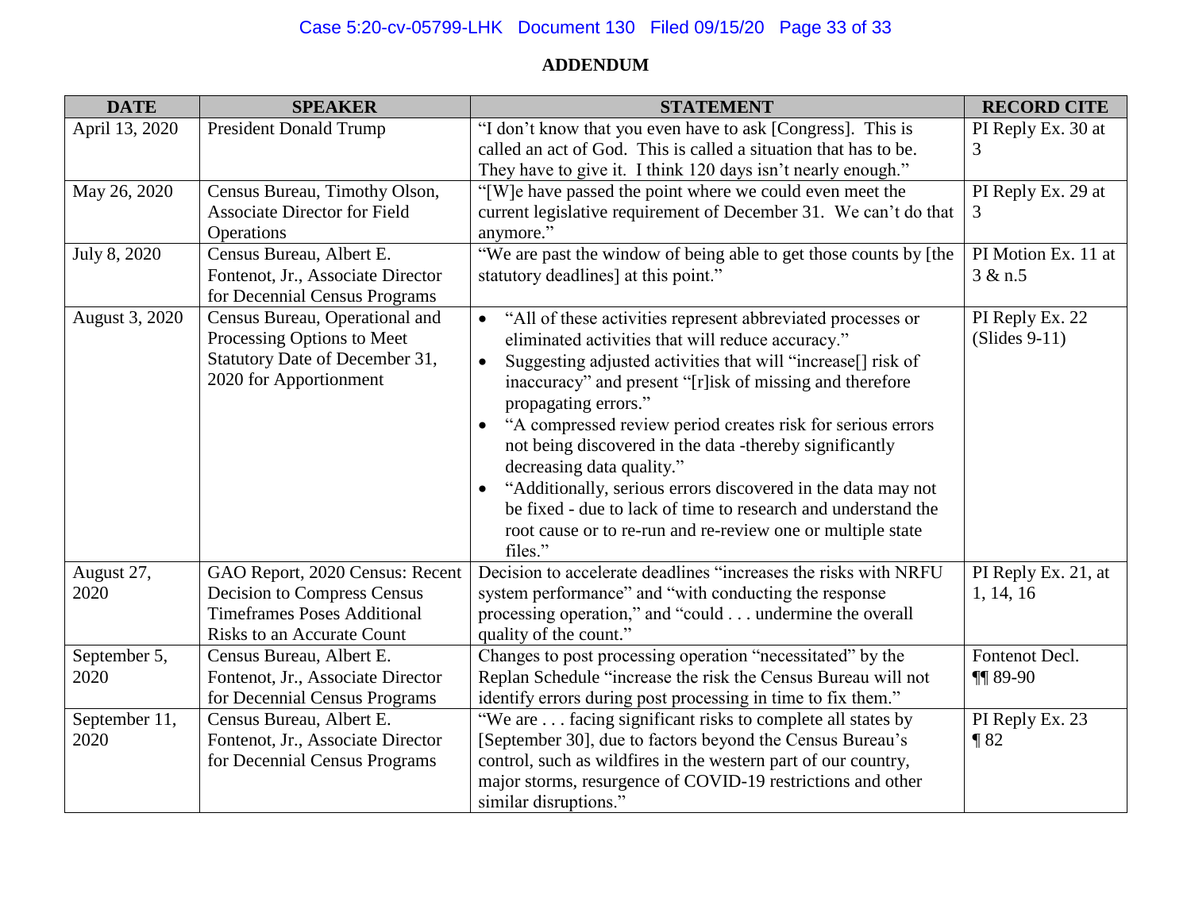**ADDENDUM**

| DATE | SPEAKER | STATEMENT | RECORD CITE |
|---|---|---|---|
| April 13, 2020 | President Donald Trump | "I don't know that you even have to ask [Congress]. This is called an act of God. This is called a situation that has to be. They have to give it. I think 120 days isn't nearly enough." | PI Reply Ex. 30 at 3 |
| May 26, 2020 | Census Bureau, Timothy Olson, Associate Director for Field Operations | "[W]e have passed the point where we could even meet the current legislative requirement of December 31. We can't do that anymore." | PI Reply Ex. 29 at 3 |
| July 8, 2020 | Census Bureau, Albert E. Fontenot, Jr., Associate Director for Decennial Census Programs | "We are past the window of being able to get those counts by [the statutory deadlines] at this point." | PI Motion Ex. 11 at 3 & n.5 |
| August 3, 2020 | Census Bureau, Operational and Processing Options to Meet Statutory Date of December 31, 2020 for Apportionment | • "All of these activities represent abbreviated processes or eliminated activities that will reduce accuracy."<br>• Suggesting adjusted activities that will "increase[] risk of inaccuracy" and present "[r]isk of missing and therefore propagating errors."<br>• "A compressed review period creates risk for serious errors not being discovered in the data -thereby significantly decreasing data quality."<br>• "Additionally, serious errors discovered in the data may not be fixed - due to lack of time to research and understand the root cause or to re-run and re-review one or multiple state files." | PI Reply Ex. 22 (Slides 9-11) |
| August 27, 2020 | GAO Report, 2020 Census: Recent Decision to Compress Census Timeframes Poses Additional Risks to an Accurate Count | Decision to accelerate deadlines "increases the risks with NRFU system performance" and "with conducting the response processing operation," and "could . . . undermine the overall quality of the count." | PI Reply Ex. 21, at 1, 14, 16 |
| September 5, 2020 | Census Bureau, Albert E. Fontenot, Jr., Associate Director for Decennial Census Programs | Changes to post processing operation "necessitated" by the Replan Schedule "increase the risk the Census Bureau will not identify errors during post processing in time to fix them." | Fontenot Decl. ¶¶ 89-90 |
| September 11, 2020 | Census Bureau, Albert E. Fontenot, Jr., Associate Director for Decennial Census Programs | "We are . . . facing significant risks to complete all states by [September 30], due to factors beyond the Census Bureau's control, such as wildfires in the western part of our country, major storms, resurgence of COVID-19 restrictions and other similar disruptions." | PI Reply Ex. 23 ¶ 82 |